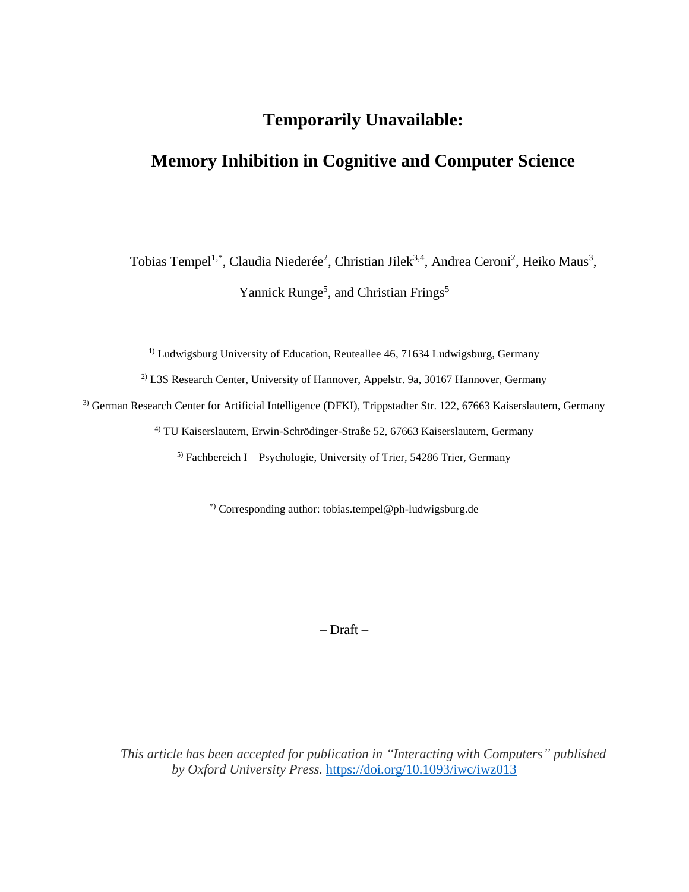# Temporarily Unavailable:

# Memory Inhibition in Cognitive and Computer Science

Tobias Tempel[1,*], Claudia Niederée[2], Christian Jilek[3,4], Andrea Ceroni[2], Heiko Maus[3], Yannick Runge[5], and Christian Frings[5]

[1)] Ludwigsburg University of Education, Reuteallee 46, 71634 Ludwigsburg, Germany

[2)] L3S Research Center, University of Hannover, Appelstr. 9a, 30167 Hannover, Germany

[3)] German Research Center for Artificial Intelligence (DFKI), Trippstadter Str. 122, 67663 Kaiserslautern, Germany

[4)] TU Kaiserslautern, Erwin-Schrödinger-Straße 52, 67663 Kaiserslautern, Germany

[5)] Fachbereich I – Psychologie, University of Trier, 54286 Trier, Germany

[*)] Corresponding author: tobias.tempel@ph-ludwigsburg.de

– Draft –

*This article has been accepted for publication in "Interacting with Computers" published by Oxford University Press.* https://doi.org/10.1093/iwc/iwz013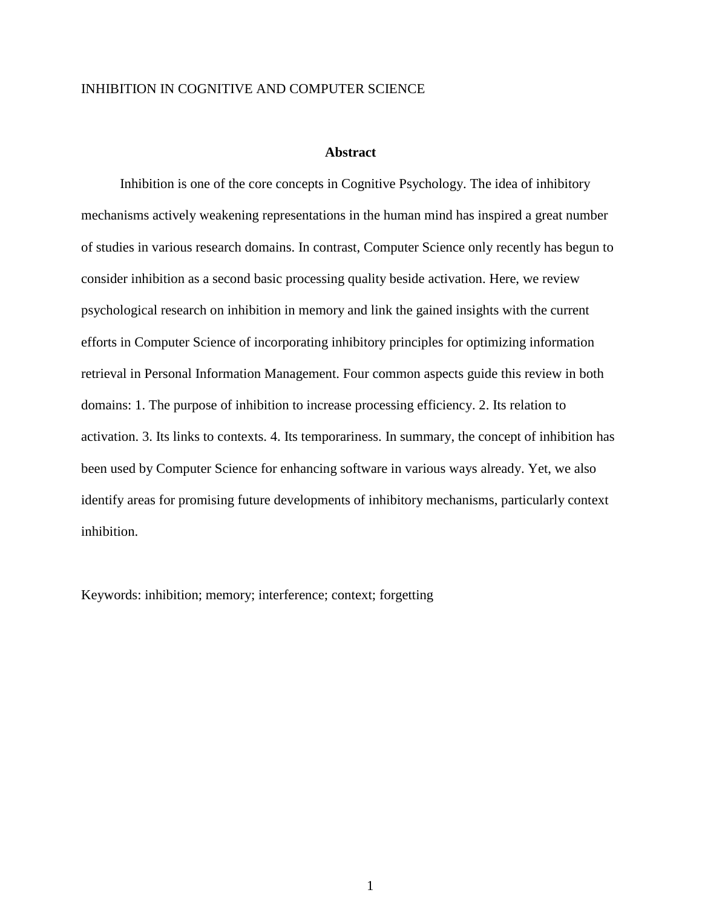## Abstract

Inhibition is one of the core concepts in Cognitive Psychology. The idea of inhibitory mechanisms actively weakening representations in the human mind has inspired a great number of studies in various research domains. In contrast, Computer Science only recently has begun to consider inhibition as a second basic processing quality beside activation. Here, we review psychological research on inhibition in memory and link the gained insights with the current efforts in Computer Science of incorporating inhibitory principles for optimizing information retrieval in Personal Information Management. Four common aspects guide this review in both domains: 1. The purpose of inhibition to increase processing efficiency. 2. Its relation to activation. 3. Its links to contexts. 4. Its temporariness. In summary, the concept of inhibition has been used by Computer Science for enhancing software in various ways already. Yet, we also identify areas for promising future developments of inhibitory mechanisms, particularly context inhibition.

Keywords: inhibition; memory; interference; context; forgetting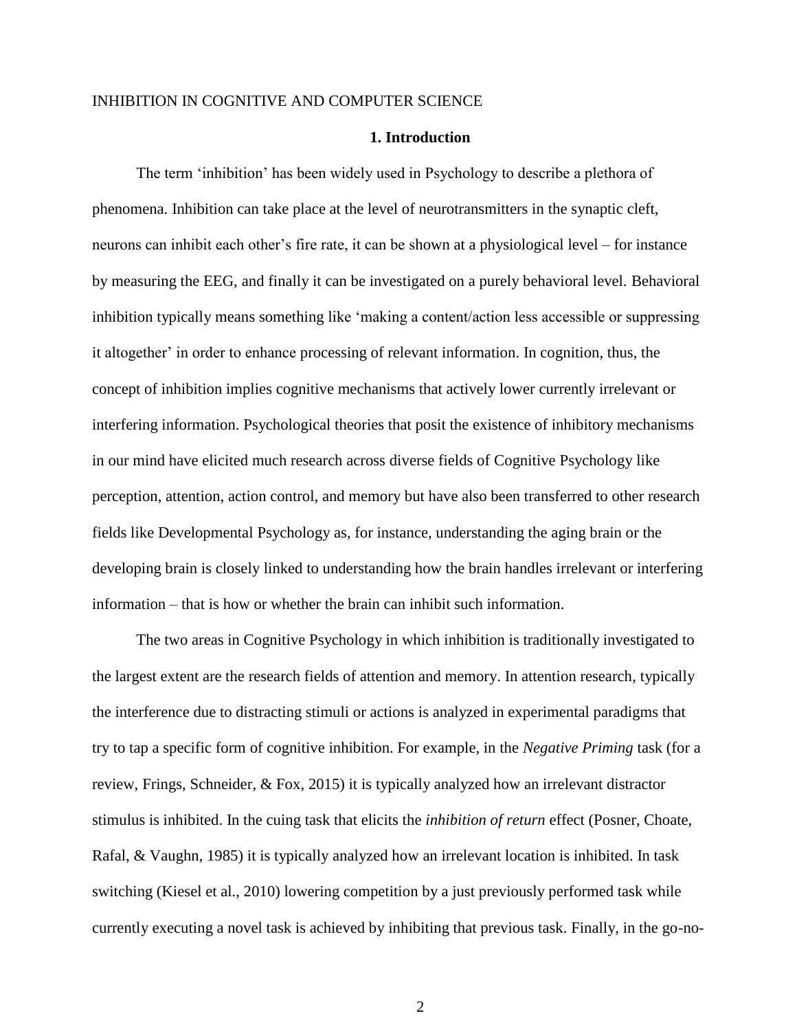## 1. Introduction

The term 'inhibition' has been widely used in Psychology to describe a plethora of phenomena. Inhibition can take place at the level of neurotransmitters in the synaptic cleft, neurons can inhibit each other's fire rate, it can be shown at a physiological level – for instance by measuring the EEG, and finally it can be investigated on a purely behavioral level. Behavioral inhibition typically means something like 'making a content/action less accessible or suppressing it altogether' in order to enhance processing of relevant information. In cognition, thus, the concept of inhibition implies cognitive mechanisms that actively lower currently irrelevant or interfering information. Psychological theories that posit the existence of inhibitory mechanisms in our mind have elicited much research across diverse fields of Cognitive Psychology like perception, attention, action control, and memory but have also been transferred to other research fields like Developmental Psychology as, for instance, understanding the aging brain or the developing brain is closely linked to understanding how the brain handles irrelevant or interfering information – that is how or whether the brain can inhibit such information.

The two areas in Cognitive Psychology in which inhibition is traditionally investigated to the largest extent are the research fields of attention and memory. In attention research, typically the interference due to distracting stimuli or actions is analyzed in experimental paradigms that try to tap a specific form of cognitive inhibition. For example, in the *Negative Priming* task (for a review, Frings, Schneider, & Fox, 2015) it is typically analyzed how an irrelevant distractor stimulus is inhibited. In the cuing task that elicits the *inhibition of return* effect (Posner, Choate, Rafal, & Vaughn, 1985) it is typically analyzed how an irrelevant location is inhibited. In task switching (Kiesel et al., 2010) lowering competition by a just previously performed task while currently executing a novel task is achieved by inhibiting that previous task. Finally, in the go-no-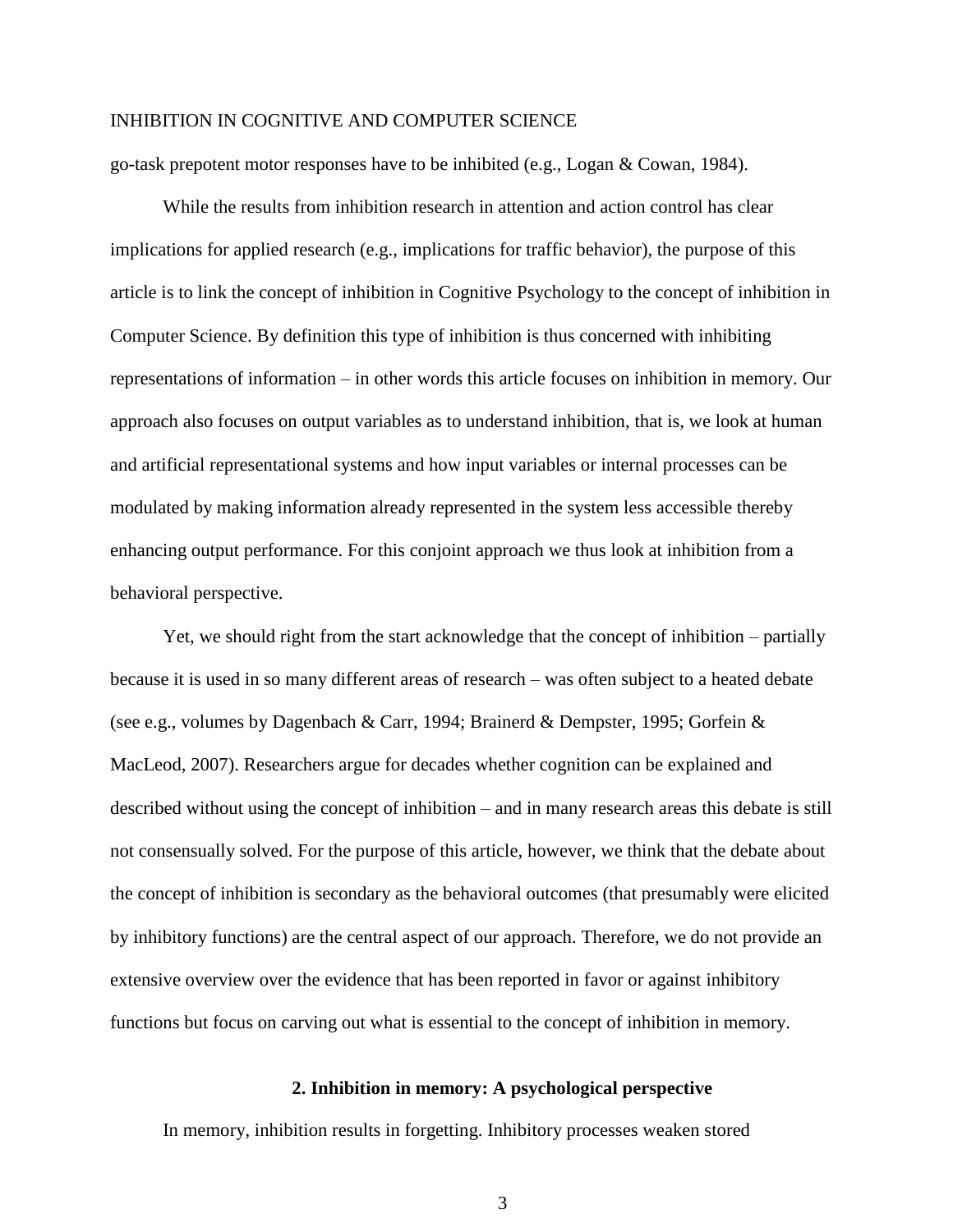go-task prepotent motor responses have to be inhibited (e.g., Logan & Cowan, 1984).

While the results from inhibition research in attention and action control has clear implications for applied research (e.g., implications for traffic behavior), the purpose of this article is to link the concept of inhibition in Cognitive Psychology to the concept of inhibition in Computer Science. By definition this type of inhibition is thus concerned with inhibiting representations of information – in other words this article focuses on inhibition in memory. Our approach also focuses on output variables as to understand inhibition, that is, we look at human and artificial representational systems and how input variables or internal processes can be modulated by making information already represented in the system less accessible thereby enhancing output performance. For this conjoint approach we thus look at inhibition from a behavioral perspective.

Yet, we should right from the start acknowledge that the concept of inhibition – partially because it is used in so many different areas of research – was often subject to a heated debate (see e.g., volumes by Dagenbach & Carr, 1994; Brainerd & Dempster, 1995; Gorfein & MacLeod, 2007). Researchers argue for decades whether cognition can be explained and described without using the concept of inhibition – and in many research areas this debate is still not consensually solved. For the purpose of this article, however, we think that the debate about the concept of inhibition is secondary as the behavioral outcomes (that presumably were elicited by inhibitory functions) are the central aspect of our approach. Therefore, we do not provide an extensive overview over the evidence that has been reported in favor or against inhibitory functions but focus on carving out what is essential to the concept of inhibition in memory.

## 2. Inhibition in memory: A psychological perspective

In memory, inhibition results in forgetting. Inhibitory processes weaken stored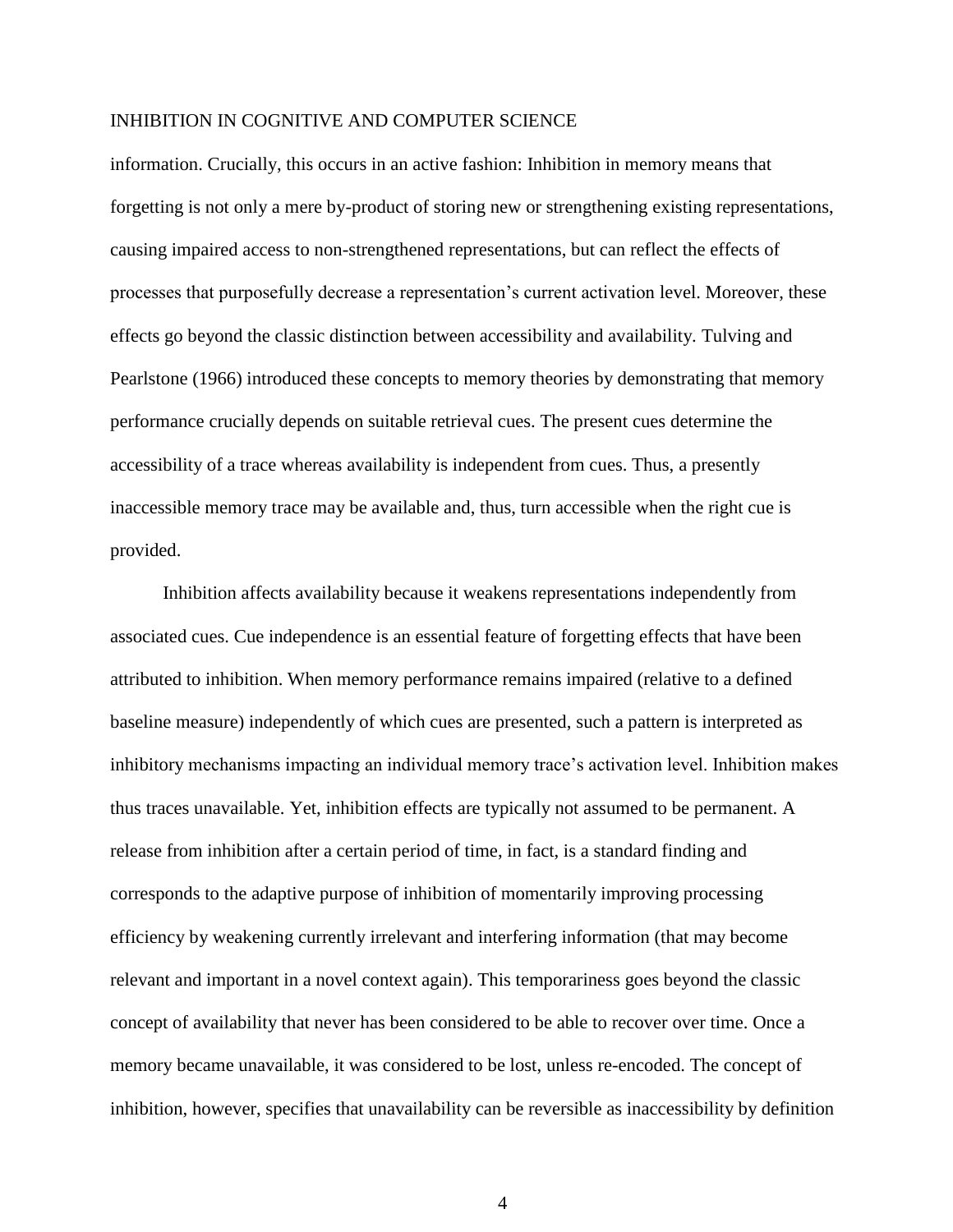information. Crucially, this occurs in an active fashion: Inhibition in memory means that forgetting is not only a mere by-product of storing new or strengthening existing representations, causing impaired access to non-strengthened representations, but can reflect the effects of processes that purposefully decrease a representation's current activation level. Moreover, these effects go beyond the classic distinction between accessibility and availability. Tulving and Pearlstone (1966) introduced these concepts to memory theories by demonstrating that memory performance crucially depends on suitable retrieval cues. The present cues determine the accessibility of a trace whereas availability is independent from cues. Thus, a presently inaccessible memory trace may be available and, thus, turn accessible when the right cue is provided.

Inhibition affects availability because it weakens representations independently from associated cues. Cue independence is an essential feature of forgetting effects that have been attributed to inhibition. When memory performance remains impaired (relative to a defined baseline measure) independently of which cues are presented, such a pattern is interpreted as inhibitory mechanisms impacting an individual memory trace's activation level. Inhibition makes thus traces unavailable. Yet, inhibition effects are typically not assumed to be permanent. A release from inhibition after a certain period of time, in fact, is a standard finding and corresponds to the adaptive purpose of inhibition of momentarily improving processing efficiency by weakening currently irrelevant and interfering information (that may become relevant and important in a novel context again). This temporariness goes beyond the classic concept of availability that never has been considered to be able to recover over time. Once a memory became unavailable, it was considered to be lost, unless re-encoded. The concept of inhibition, however, specifies that unavailability can be reversible as inaccessibility by definition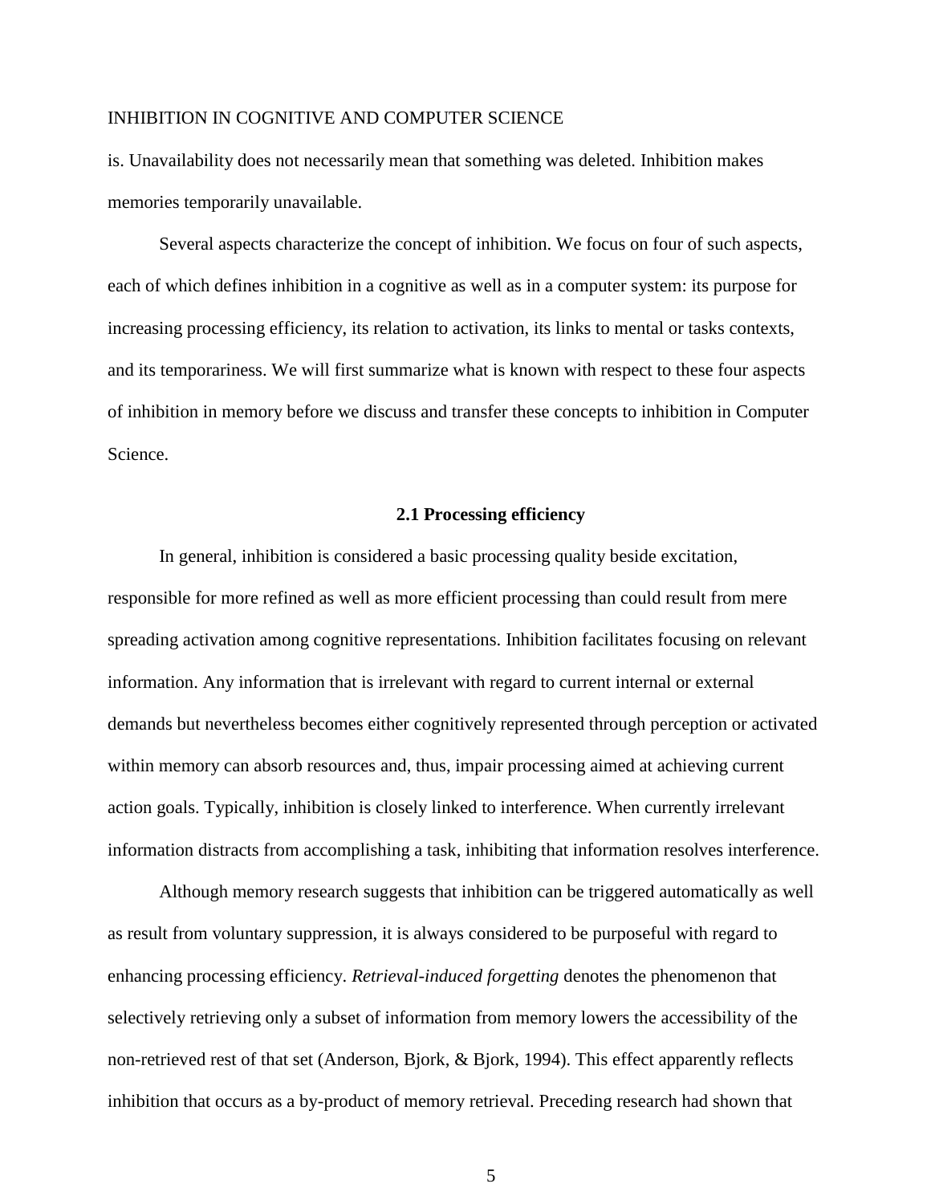is. Unavailability does not necessarily mean that something was deleted. Inhibition makes memories temporarily unavailable.

Several aspects characterize the concept of inhibition. We focus on four of such aspects, each of which defines inhibition in a cognitive as well as in a computer system: its purpose for increasing processing efficiency, its relation to activation, its links to mental or tasks contexts, and its temporariness. We will first summarize what is known with respect to these four aspects of inhibition in memory before we discuss and transfer these concepts to inhibition in Computer Science.

### 2.1 Processing efficiency

In general, inhibition is considered a basic processing quality beside excitation, responsible for more refined as well as more efficient processing than could result from mere spreading activation among cognitive representations. Inhibition facilitates focusing on relevant information. Any information that is irrelevant with regard to current internal or external demands but nevertheless becomes either cognitively represented through perception or activated within memory can absorb resources and, thus, impair processing aimed at achieving current action goals. Typically, inhibition is closely linked to interference. When currently irrelevant information distracts from accomplishing a task, inhibiting that information resolves interference.

Although memory research suggests that inhibition can be triggered automatically as well as result from voluntary suppression, it is always considered to be purposeful with regard to enhancing processing efficiency. *Retrieval-induced forgetting* denotes the phenomenon that selectively retrieving only a subset of information from memory lowers the accessibility of the non-retrieved rest of that set (Anderson, Bjork, & Bjork, 1994). This effect apparently reflects inhibition that occurs as a by-product of memory retrieval. Preceding research had shown that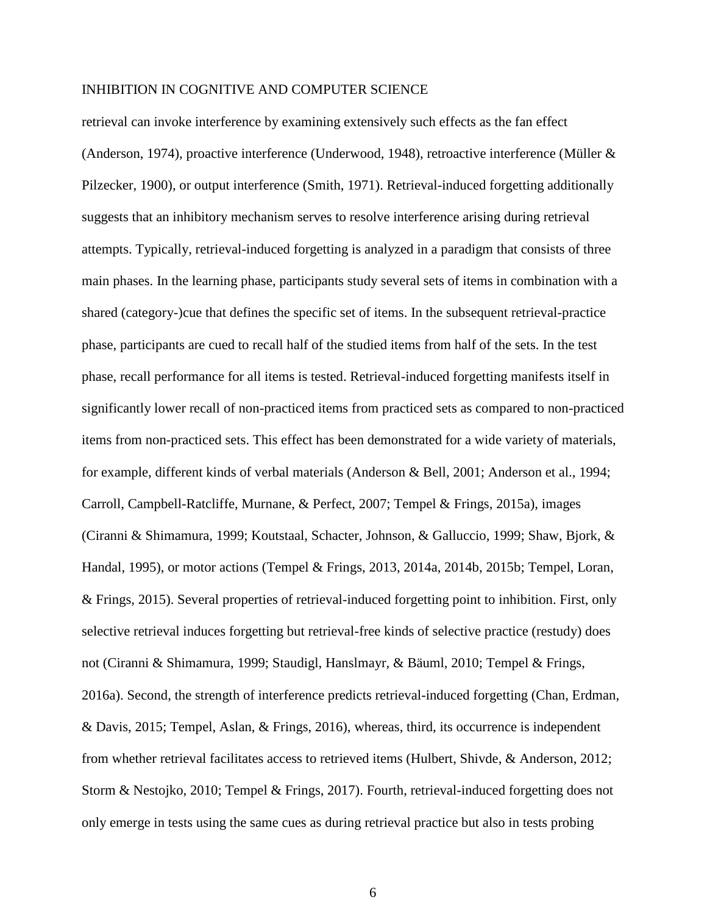retrieval can invoke interference by examining extensively such effects as the fan effect (Anderson, 1974), proactive interference (Underwood, 1948), retroactive interference (Müller & Pilzecker, 1900), or output interference (Smith, 1971). Retrieval-induced forgetting additionally suggests that an inhibitory mechanism serves to resolve interference arising during retrieval attempts. Typically, retrieval-induced forgetting is analyzed in a paradigm that consists of three main phases. In the learning phase, participants study several sets of items in combination with a shared (category-)cue that defines the specific set of items. In the subsequent retrieval-practice phase, participants are cued to recall half of the studied items from half of the sets. In the test phase, recall performance for all items is tested. Retrieval-induced forgetting manifests itself in significantly lower recall of non-practiced items from practiced sets as compared to non-practiced items from non-practiced sets. This effect has been demonstrated for a wide variety of materials, for example, different kinds of verbal materials (Anderson & Bell, 2001; Anderson et al., 1994; Carroll, Campbell-Ratcliffe, Murnane, & Perfect, 2007; Tempel & Frings, 2015a), images (Ciranni & Shimamura, 1999; Koutstaal, Schacter, Johnson, & Galluccio, 1999; Shaw, Bjork, & Handal, 1995), or motor actions (Tempel & Frings, 2013, 2014a, 2014b, 2015b; Tempel, Loran, & Frings, 2015). Several properties of retrieval-induced forgetting point to inhibition. First, only selective retrieval induces forgetting but retrieval-free kinds of selective practice (restudy) does not (Ciranni & Shimamura, 1999; Staudigl, Hanslmayr, & Bäuml, 2010; Tempel & Frings, 2016a). Second, the strength of interference predicts retrieval-induced forgetting (Chan, Erdman, & Davis, 2015; Tempel, Aslan, & Frings, 2016), whereas, third, its occurrence is independent from whether retrieval facilitates access to retrieved items (Hulbert, Shivde, & Anderson, 2012; Storm & Nestojko, 2010; Tempel & Frings, 2017). Fourth, retrieval-induced forgetting does not only emerge in tests using the same cues as during retrieval practice but also in tests probing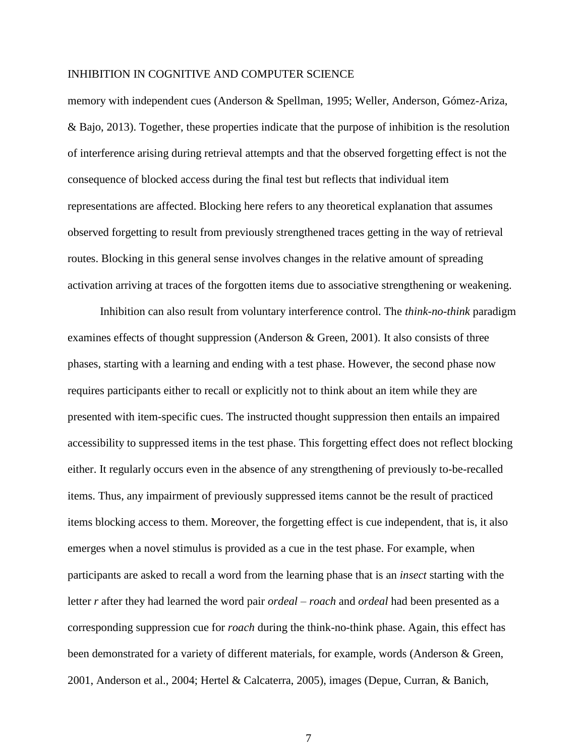memory with independent cues (Anderson & Spellman, 1995; Weller, Anderson, Gómez-Ariza, & Bajo, 2013). Together, these properties indicate that the purpose of inhibition is the resolution of interference arising during retrieval attempts and that the observed forgetting effect is not the consequence of blocked access during the final test but reflects that individual item representations are affected. Blocking here refers to any theoretical explanation that assumes observed forgetting to result from previously strengthened traces getting in the way of retrieval routes. Blocking in this general sense involves changes in the relative amount of spreading activation arriving at traces of the forgotten items due to associative strengthening or weakening.

Inhibition can also result from voluntary interference control. The *think-no-think* paradigm examines effects of thought suppression (Anderson & Green, 2001). It also consists of three phases, starting with a learning and ending with a test phase. However, the second phase now requires participants either to recall or explicitly not to think about an item while they are presented with item-specific cues. The instructed thought suppression then entails an impaired accessibility to suppressed items in the test phase. This forgetting effect does not reflect blocking either. It regularly occurs even in the absence of any strengthening of previously to-be-recalled items. Thus, any impairment of previously suppressed items cannot be the result of practiced items blocking access to them. Moreover, the forgetting effect is cue independent, that is, it also emerges when a novel stimulus is provided as a cue in the test phase. For example, when participants are asked to recall a word from the learning phase that is an *insect* starting with the letter *r* after they had learned the word pair *ordeal* – *roach* and *ordeal* had been presented as a corresponding suppression cue for *roach* during the think-no-think phase. Again, this effect has been demonstrated for a variety of different materials, for example, words (Anderson & Green, 2001, Anderson et al., 2004; Hertel & Calcaterra, 2005), images (Depue, Curran, & Banich,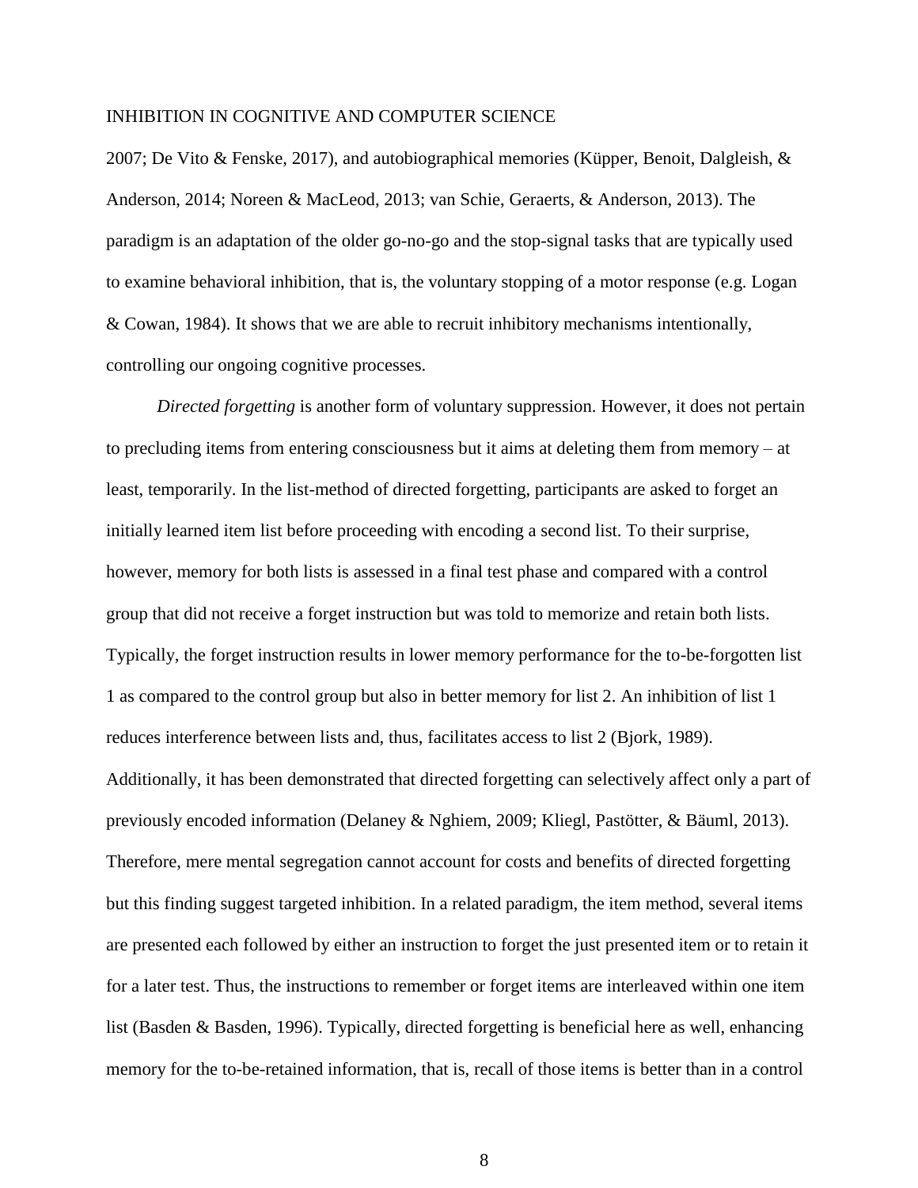2007; De Vito & Fenske, 2017), and autobiographical memories (Küpper, Benoit, Dalgleish, & Anderson, 2014; Noreen & MacLeod, 2013; van Schie, Geraerts, & Anderson, 2013). The paradigm is an adaptation of the older go-no-go and the stop-signal tasks that are typically used to examine behavioral inhibition, that is, the voluntary stopping of a motor response (e.g. Logan & Cowan, 1984). It shows that we are able to recruit inhibitory mechanisms intentionally, controlling our ongoing cognitive processes.

*Directed forgetting* is another form of voluntary suppression. However, it does not pertain to precluding items from entering consciousness but it aims at deleting them from memory – at least, temporarily. In the list-method of directed forgetting, participants are asked to forget an initially learned item list before proceeding with encoding a second list. To their surprise, however, memory for both lists is assessed in a final test phase and compared with a control group that did not receive a forget instruction but was told to memorize and retain both lists. Typically, the forget instruction results in lower memory performance for the to-be-forgotten list 1 as compared to the control group but also in better memory for list 2. An inhibition of list 1 reduces interference between lists and, thus, facilitates access to list 2 (Bjork, 1989). Additionally, it has been demonstrated that directed forgetting can selectively affect only a part of previously encoded information (Delaney & Nghiem, 2009; Kliegl, Pastötter, & Bäuml, 2013). Therefore, mere mental segregation cannot account for costs and benefits of directed forgetting but this finding suggest targeted inhibition. In a related paradigm, the item method, several items are presented each followed by either an instruction to forget the just presented item or to retain it for a later test. Thus, the instructions to remember or forget items are interleaved within one item list (Basden & Basden, 1996). Typically, directed forgetting is beneficial here as well, enhancing memory for the to-be-retained information, that is, recall of those items is better than in a control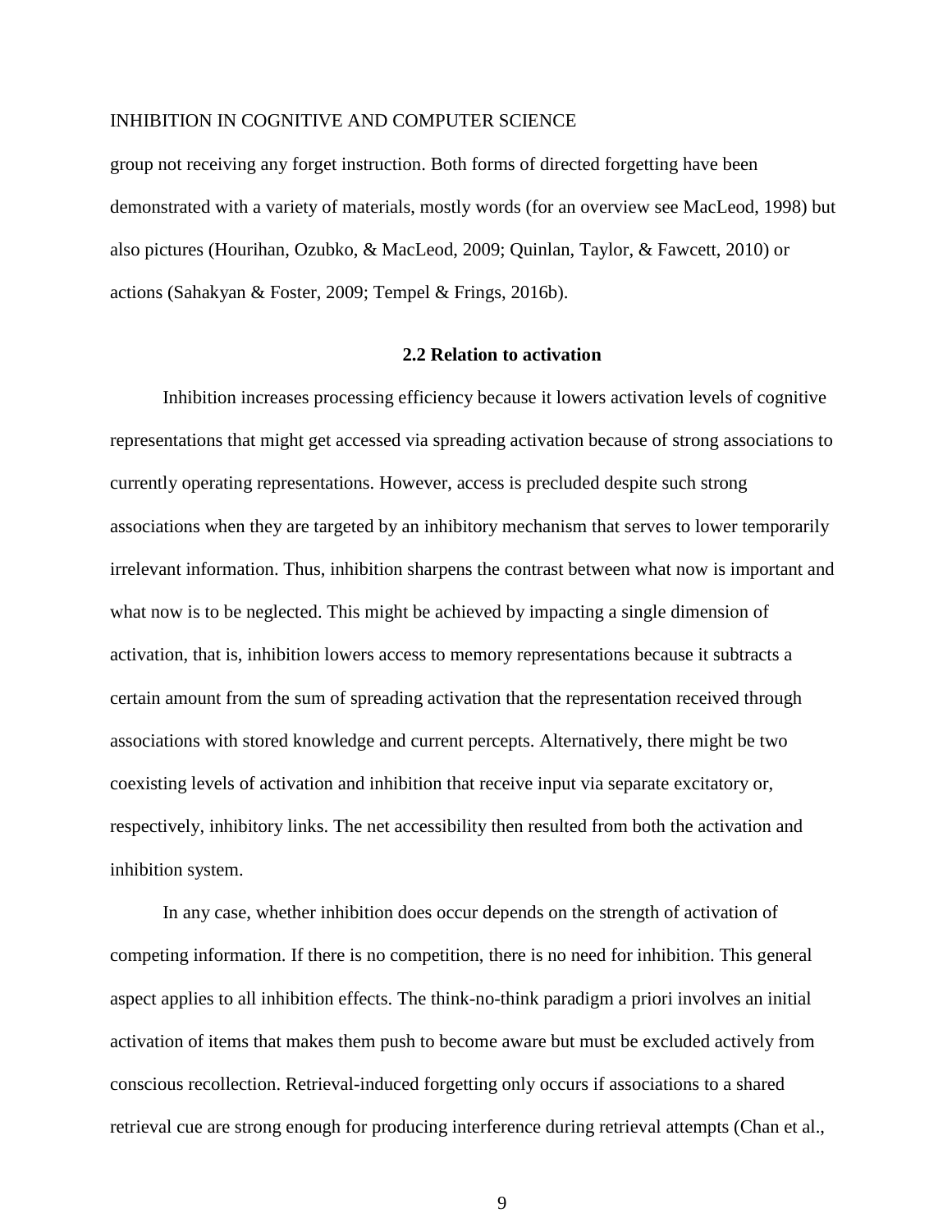group not receiving any forget instruction. Both forms of directed forgetting have been demonstrated with a variety of materials, mostly words (for an overview see MacLeod, 1998) but also pictures (Hourihan, Ozubko, & MacLeod, 2009; Quinlan, Taylor, & Fawcett, 2010) or actions (Sahakyan & Foster, 2009; Tempel & Frings, 2016b).

## 2.2 Relation to activation

Inhibition increases processing efficiency because it lowers activation levels of cognitive representations that might get accessed via spreading activation because of strong associations to currently operating representations. However, access is precluded despite such strong associations when they are targeted by an inhibitory mechanism that serves to lower temporarily irrelevant information. Thus, inhibition sharpens the contrast between what now is important and what now is to be neglected. This might be achieved by impacting a single dimension of activation, that is, inhibition lowers access to memory representations because it subtracts a certain amount from the sum of spreading activation that the representation received through associations with stored knowledge and current percepts. Alternatively, there might be two coexisting levels of activation and inhibition that receive input via separate excitatory or, respectively, inhibitory links. The net accessibility then resulted from both the activation and inhibition system.

In any case, whether inhibition does occur depends on the strength of activation of competing information. If there is no competition, there is no need for inhibition. This general aspect applies to all inhibition effects. The think-no-think paradigm a priori involves an initial activation of items that makes them push to become aware but must be excluded actively from conscious recollection. Retrieval-induced forgetting only occurs if associations to a shared retrieval cue are strong enough for producing interference during retrieval attempts (Chan et al.,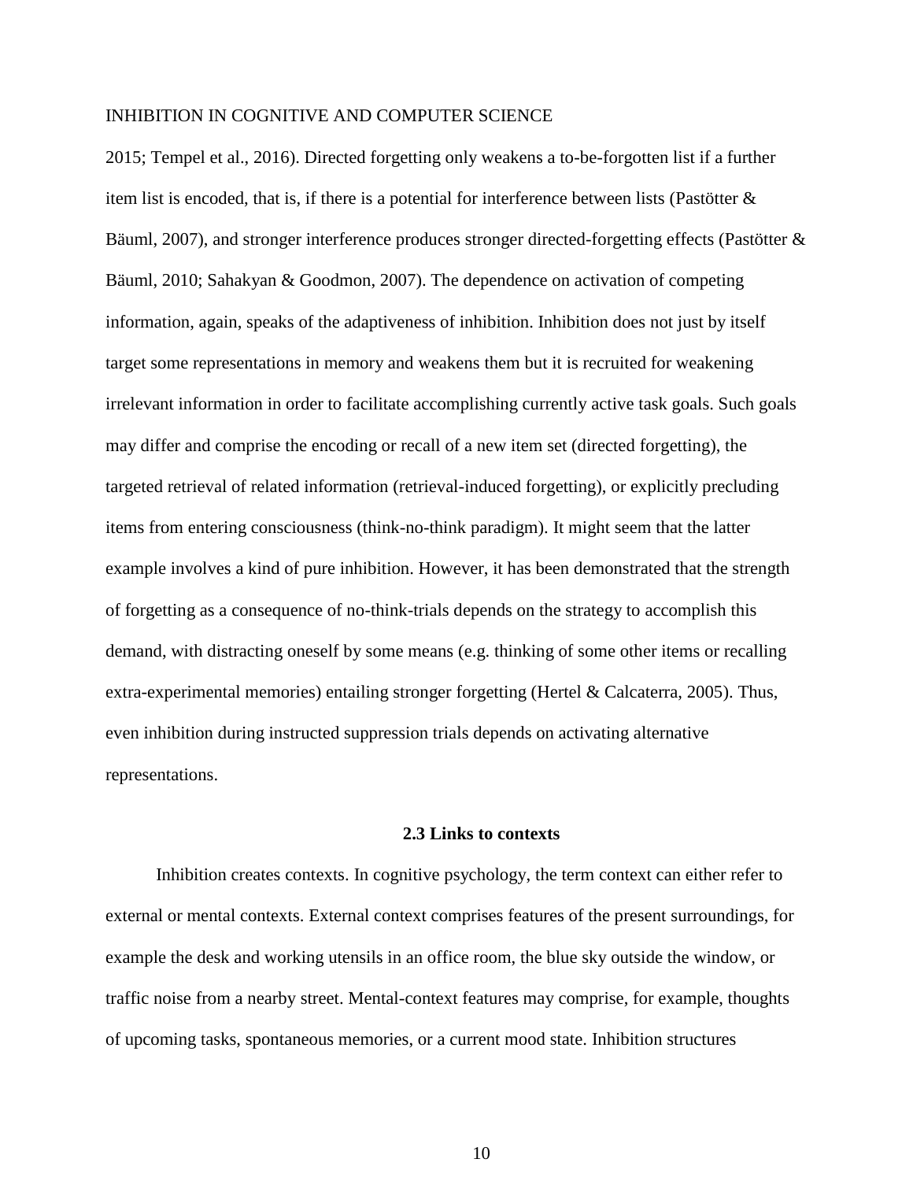2015; Tempel et al., 2016). Directed forgetting only weakens a to-be-forgotten list if a further item list is encoded, that is, if there is a potential for interference between lists (Pastötter & Bäuml, 2007), and stronger interference produces stronger directed-forgetting effects (Pastötter & Bäuml, 2010; Sahakyan & Goodmon, 2007). The dependence on activation of competing information, again, speaks of the adaptiveness of inhibition. Inhibition does not just by itself target some representations in memory and weakens them but it is recruited for weakening irrelevant information in order to facilitate accomplishing currently active task goals. Such goals may differ and comprise the encoding or recall of a new item set (directed forgetting), the targeted retrieval of related information (retrieval-induced forgetting), or explicitly precluding items from entering consciousness (think-no-think paradigm). It might seem that the latter example involves a kind of pure inhibition. However, it has been demonstrated that the strength of forgetting as a consequence of no-think-trials depends on the strategy to accomplish this demand, with distracting oneself by some means (e.g. thinking of some other items or recalling extra-experimental memories) entailing stronger forgetting (Hertel & Calcaterra, 2005). Thus, even inhibition during instructed suppression trials depends on activating alternative representations.

### 2.3 Links to contexts

Inhibition creates contexts. In cognitive psychology, the term context can either refer to external or mental contexts. External context comprises features of the present surroundings, for example the desk and working utensils in an office room, the blue sky outside the window, or traffic noise from a nearby street. Mental-context features may comprise, for example, thoughts of upcoming tasks, spontaneous memories, or a current mood state. Inhibition structures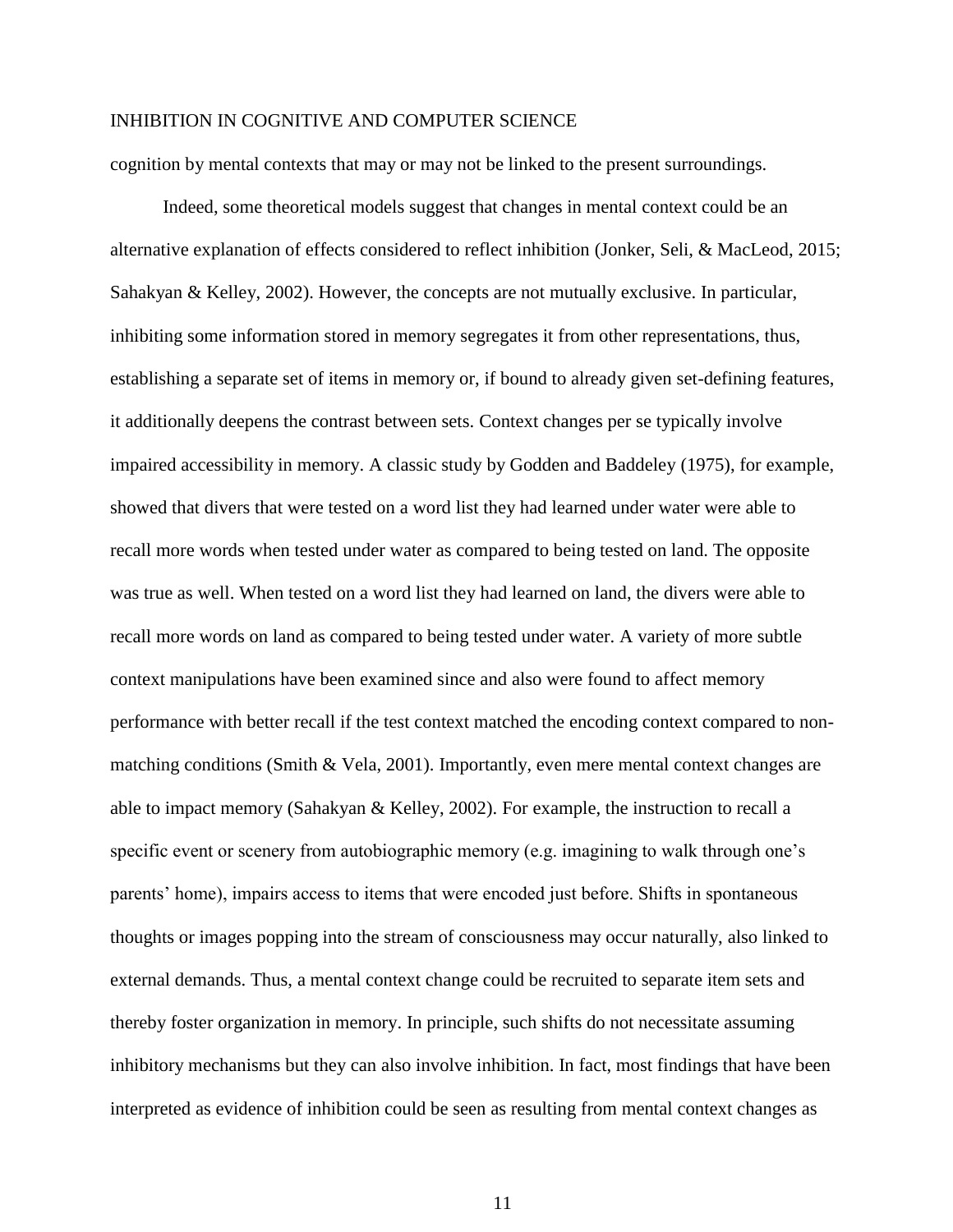cognition by mental contexts that may or may not be linked to the present surroundings.

Indeed, some theoretical models suggest that changes in mental context could be an alternative explanation of effects considered to reflect inhibition (Jonker, Seli, & MacLeod, 2015; Sahakyan & Kelley, 2002). However, the concepts are not mutually exclusive. In particular, inhibiting some information stored in memory segregates it from other representations, thus, establishing a separate set of items in memory or, if bound to already given set-defining features, it additionally deepens the contrast between sets. Context changes per se typically involve impaired accessibility in memory. A classic study by Godden and Baddeley (1975), for example, showed that divers that were tested on a word list they had learned under water were able to recall more words when tested under water as compared to being tested on land. The opposite was true as well. When tested on a word list they had learned on land, the divers were able to recall more words on land as compared to being tested under water. A variety of more subtle context manipulations have been examined since and also were found to affect memory performance with better recall if the test context matched the encoding context compared to non-matching conditions (Smith & Vela, 2001). Importantly, even mere mental context changes are able to impact memory (Sahakyan & Kelley, 2002). For example, the instruction to recall a specific event or scenery from autobiographic memory (e.g. imagining to walk through one's parents' home), impairs access to items that were encoded just before. Shifts in spontaneous thoughts or images popping into the stream of consciousness may occur naturally, also linked to external demands. Thus, a mental context change could be recruited to separate item sets and thereby foster organization in memory. In principle, such shifts do not necessitate assuming inhibitory mechanisms but they can also involve inhibition. In fact, most findings that have been interpreted as evidence of inhibition could be seen as resulting from mental context changes as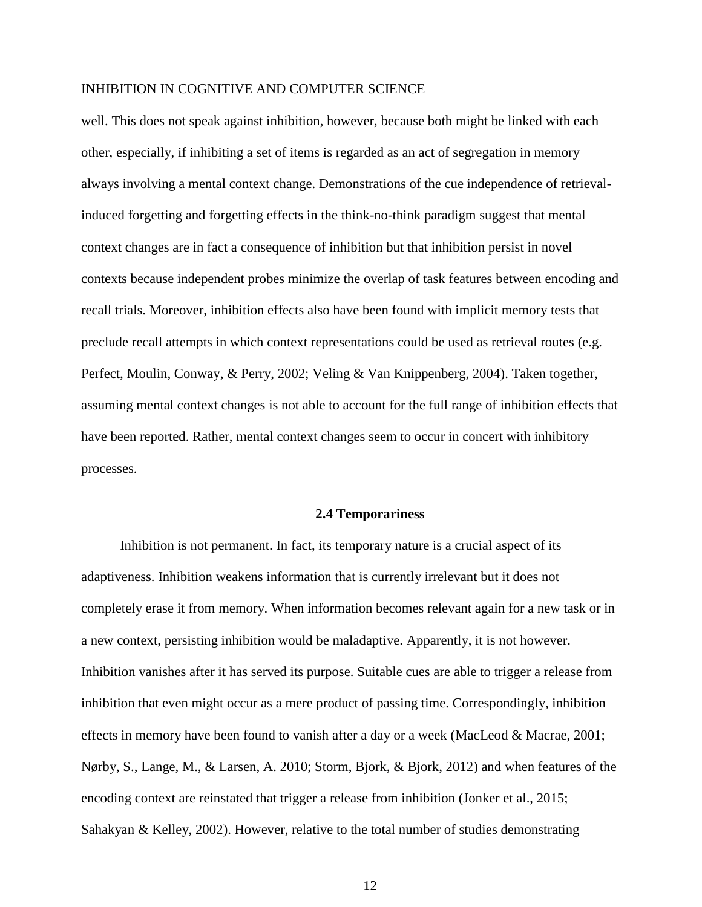well. This does not speak against inhibition, however, because both might be linked with each other, especially, if inhibiting a set of items is regarded as an act of segregation in memory always involving a mental context change. Demonstrations of the cue independence of retrieval-induced forgetting and forgetting effects in the think-no-think paradigm suggest that mental context changes are in fact a consequence of inhibition but that inhibition persist in novel contexts because independent probes minimize the overlap of task features between encoding and recall trials. Moreover, inhibition effects also have been found with implicit memory tests that preclude recall attempts in which context representations could be used as retrieval routes (e.g. Perfect, Moulin, Conway, & Perry, 2002; Veling & Van Knippenberg, 2004). Taken together, assuming mental context changes is not able to account for the full range of inhibition effects that have been reported. Rather, mental context changes seem to occur in concert with inhibitory processes.

### 2.4 Temporariness

Inhibition is not permanent. In fact, its temporary nature is a crucial aspect of its adaptiveness. Inhibition weakens information that is currently irrelevant but it does not completely erase it from memory. When information becomes relevant again for a new task or in a new context, persisting inhibition would be maladaptive. Apparently, it is not however. Inhibition vanishes after it has served its purpose. Suitable cues are able to trigger a release from inhibition that even might occur as a mere product of passing time. Correspondingly, inhibition effects in memory have been found to vanish after a day or a week (MacLeod & Macrae, 2001; Nørby, S., Lange, M., & Larsen, A. 2010; Storm, Bjork, & Bjork, 2012) and when features of the encoding context are reinstated that trigger a release from inhibition (Jonker et al., 2015; Sahakyan & Kelley, 2002). However, relative to the total number of studies demonstrating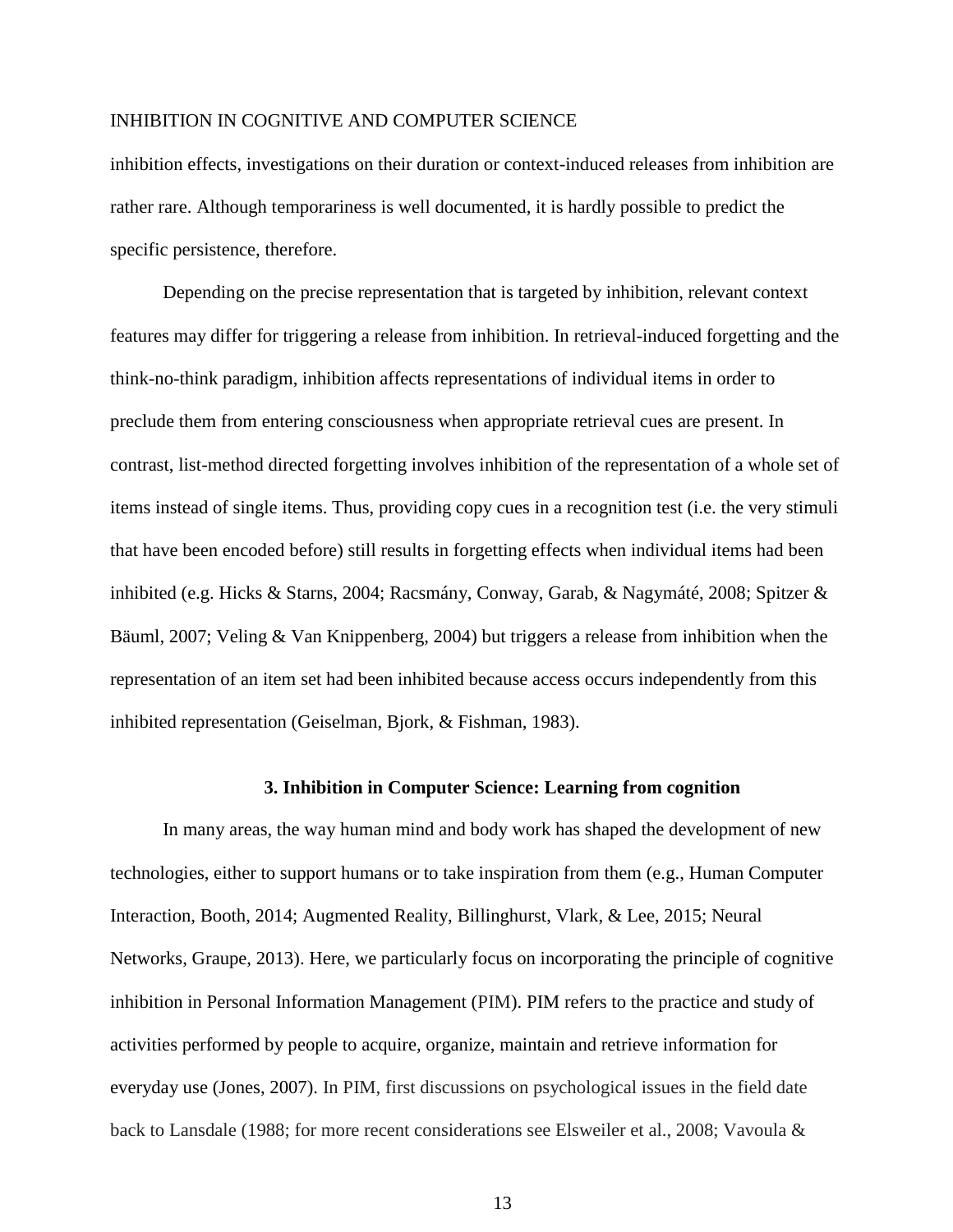inhibition effects, investigations on their duration or context-induced releases from inhibition are rather rare. Although temporariness is well documented, it is hardly possible to predict the specific persistence, therefore.

Depending on the precise representation that is targeted by inhibition, relevant context features may differ for triggering a release from inhibition. In retrieval-induced forgetting and the think-no-think paradigm, inhibition affects representations of individual items in order to preclude them from entering consciousness when appropriate retrieval cues are present. In contrast, list-method directed forgetting involves inhibition of the representation of a whole set of items instead of single items. Thus, providing copy cues in a recognition test (i.e. the very stimuli that have been encoded before) still results in forgetting effects when individual items had been inhibited (e.g. Hicks & Starns, 2004; Racsmány, Conway, Garab, & Nagymáté, 2008; Spitzer & Bäuml, 2007; Veling & Van Knippenberg, 2004) but triggers a release from inhibition when the representation of an item set had been inhibited because access occurs independently from this inhibited representation (Geiselman, Bjork, & Fishman, 1983).

## 3. Inhibition in Computer Science: Learning from cognition

In many areas, the way human mind and body work has shaped the development of new technologies, either to support humans or to take inspiration from them (e.g., Human Computer Interaction, Booth, 2014; Augmented Reality, Billinghurst, Vlark, & Lee, 2015; Neural Networks, Graupe, 2013). Here, we particularly focus on incorporating the principle of cognitive inhibition in Personal Information Management (PIM). PIM refers to the practice and study of activities performed by people to acquire, organize, maintain and retrieve information for everyday use (Jones, 2007). In PIM, first discussions on psychological issues in the field date back to Lansdale (1988; for more recent considerations see Elsweiler et al., 2008; Vavoula &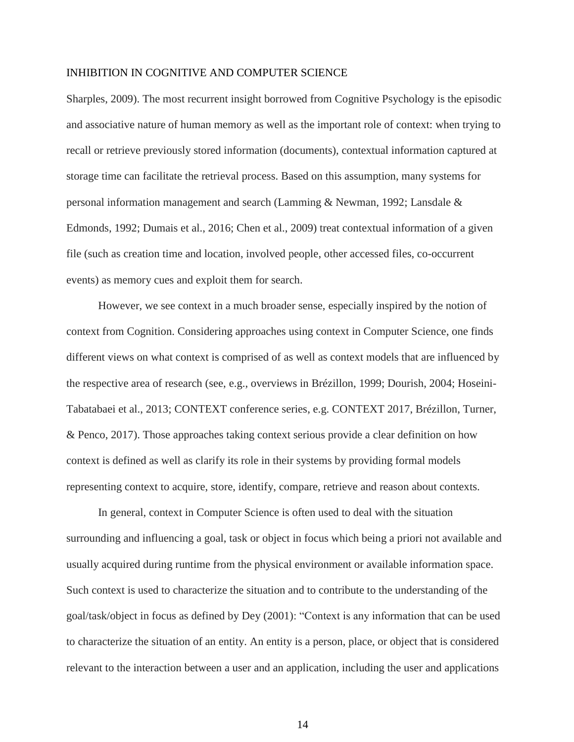Sharples, 2009). The most recurrent insight borrowed from Cognitive Psychology is the episodic and associative nature of human memory as well as the important role of context: when trying to recall or retrieve previously stored information (documents), contextual information captured at storage time can facilitate the retrieval process. Based on this assumption, many systems for personal information management and search (Lamming & Newman, 1992; Lansdale & Edmonds, 1992; Dumais et al., 2016; Chen et al., 2009) treat contextual information of a given file (such as creation time and location, involved people, other accessed files, co-occurrent events) as memory cues and exploit them for search.

However, we see context in a much broader sense, especially inspired by the notion of context from Cognition. Considering approaches using context in Computer Science, one finds different views on what context is comprised of as well as context models that are influenced by the respective area of research (see, e.g., overviews in Brézillon, 1999; Dourish, 2004; Hoseini-Tabatabaei et al., 2013; CONTEXT conference series, e.g. CONTEXT 2017, Brézillon, Turner, & Penco, 2017). Those approaches taking context serious provide a clear definition on how context is defined as well as clarify its role in their systems by providing formal models representing context to acquire, store, identify, compare, retrieve and reason about contexts.

In general, context in Computer Science is often used to deal with the situation surrounding and influencing a goal, task or object in focus which being a priori not available and usually acquired during runtime from the physical environment or available information space. Such context is used to characterize the situation and to contribute to the understanding of the goal/task/object in focus as defined by Dey (2001): "Context is any information that can be used to characterize the situation of an entity. An entity is a person, place, or object that is considered relevant to the interaction between a user and an application, including the user and applications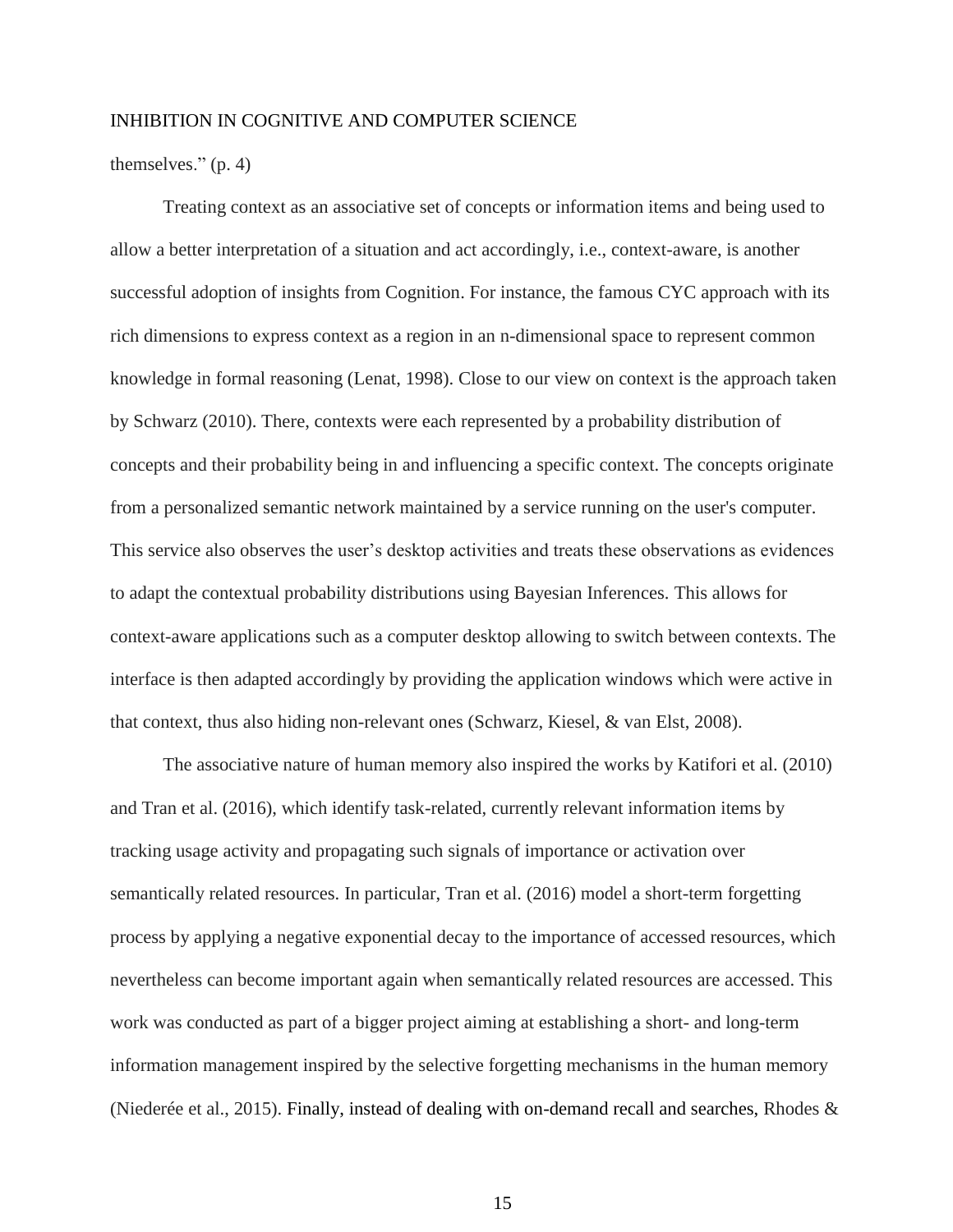themselves." (p. 4)

Treating context as an associative set of concepts or information items and being used to allow a better interpretation of a situation and act accordingly, i.e., context-aware, is another successful adoption of insights from Cognition. For instance, the famous CYC approach with its rich dimensions to express context as a region in an n-dimensional space to represent common knowledge in formal reasoning (Lenat, 1998). Close to our view on context is the approach taken by Schwarz (2010). There, contexts were each represented by a probability distribution of concepts and their probability being in and influencing a specific context. The concepts originate from a personalized semantic network maintained by a service running on the user's computer. This service also observes the user's desktop activities and treats these observations as evidences to adapt the contextual probability distributions using Bayesian Inferences. This allows for context-aware applications such as a computer desktop allowing to switch between contexts. The interface is then adapted accordingly by providing the application windows which were active in that context, thus also hiding non-relevant ones (Schwarz, Kiesel, & van Elst, 2008).

The associative nature of human memory also inspired the works by Katifori et al. (2010) and Tran et al. (2016), which identify task-related, currently relevant information items by tracking usage activity and propagating such signals of importance or activation over semantically related resources. In particular, Tran et al. (2016) model a short-term forgetting process by applying a negative exponential decay to the importance of accessed resources, which nevertheless can become important again when semantically related resources are accessed. This work was conducted as part of a bigger project aiming at establishing a short- and long-term information management inspired by the selective forgetting mechanisms in the human memory (Niederée et al., 2015). Finally, instead of dealing with on-demand recall and searches, Rhodes &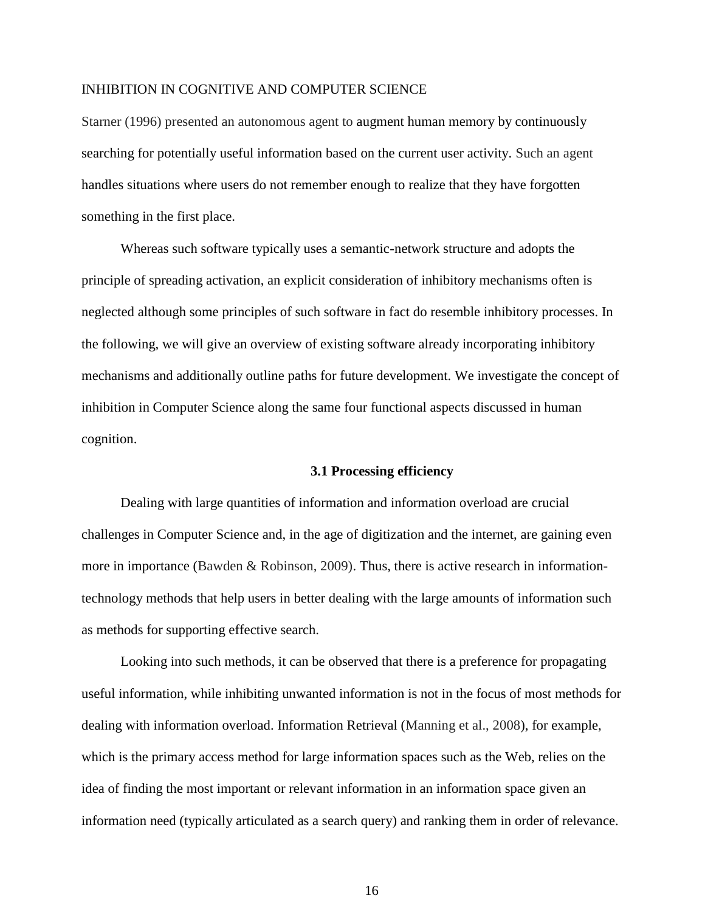Starner (1996) presented an autonomous agent to augment human memory by continuously searching for potentially useful information based on the current user activity. Such an agent handles situations where users do not remember enough to realize that they have forgotten something in the first place.

Whereas such software typically uses a semantic-network structure and adopts the principle of spreading activation, an explicit consideration of inhibitory mechanisms often is neglected although some principles of such software in fact do resemble inhibitory processes. In the following, we will give an overview of existing software already incorporating inhibitory mechanisms and additionally outline paths for future development. We investigate the concept of inhibition in Computer Science along the same four functional aspects discussed in human cognition.

### 3.1 Processing efficiency

Dealing with large quantities of information and information overload are crucial challenges in Computer Science and, in the age of digitization and the internet, are gaining even more in importance (Bawden & Robinson, 2009). Thus, there is active research in information-technology methods that help users in better dealing with the large amounts of information such as methods for supporting effective search.

Looking into such methods, it can be observed that there is a preference for propagating useful information, while inhibiting unwanted information is not in the focus of most methods for dealing with information overload. Information Retrieval (Manning et al., 2008), for example, which is the primary access method for large information spaces such as the Web, relies on the idea of finding the most important or relevant information in an information space given an information need (typically articulated as a search query) and ranking them in order of relevance.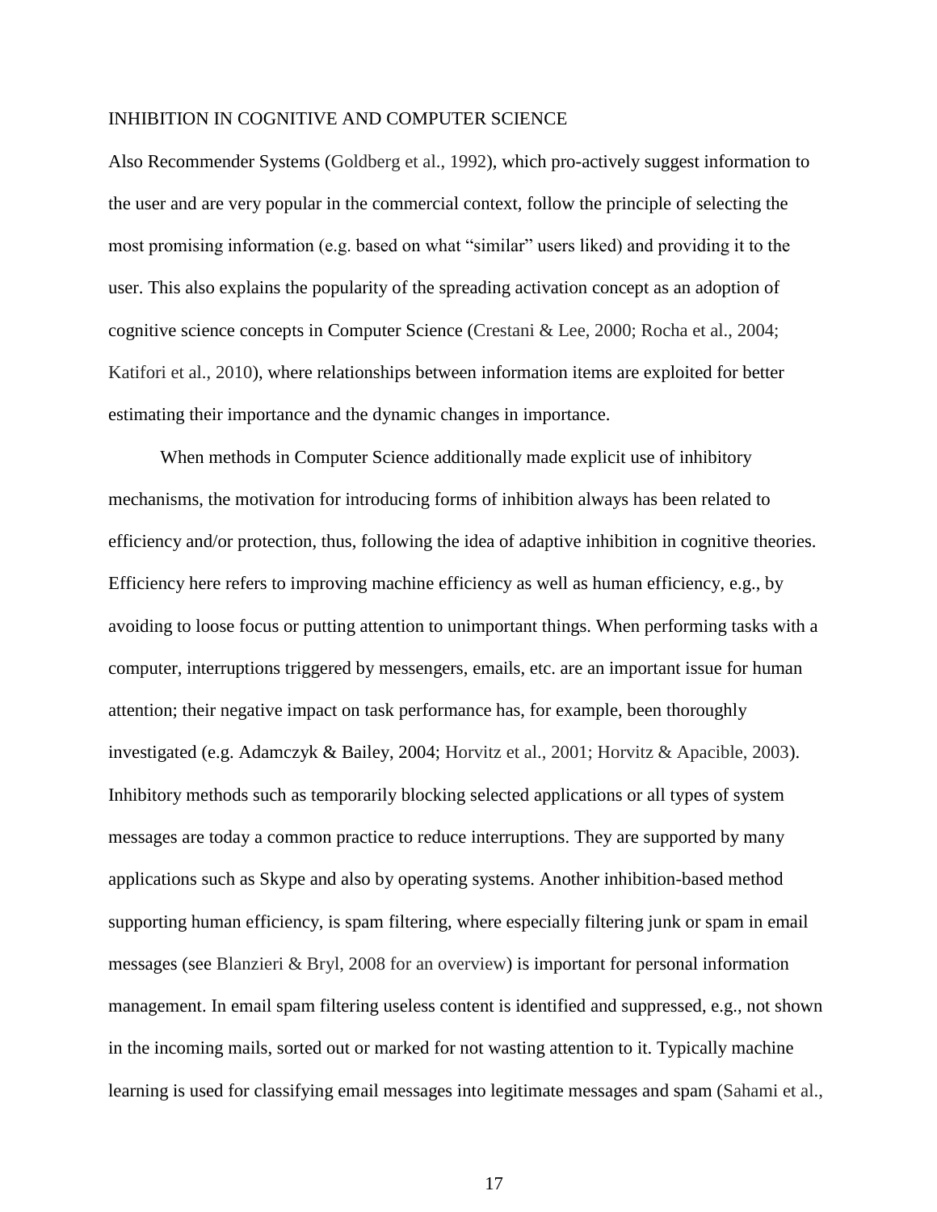Also Recommender Systems (Goldberg et al., 1992), which pro-actively suggest information to the user and are very popular in the commercial context, follow the principle of selecting the most promising information (e.g. based on what "similar" users liked) and providing it to the user. This also explains the popularity of the spreading activation concept as an adoption of cognitive science concepts in Computer Science (Crestani & Lee, 2000; Rocha et al., 2004; Katifori et al., 2010), where relationships between information items are exploited for better estimating their importance and the dynamic changes in importance.

When methods in Computer Science additionally made explicit use of inhibitory mechanisms, the motivation for introducing forms of inhibition always has been related to efficiency and/or protection, thus, following the idea of adaptive inhibition in cognitive theories. Efficiency here refers to improving machine efficiency as well as human efficiency, e.g., by avoiding to loose focus or putting attention to unimportant things. When performing tasks with a computer, interruptions triggered by messengers, emails, etc. are an important issue for human attention; their negative impact on task performance has, for example, been thoroughly investigated (e.g. Adamczyk & Bailey, 2004; Horvitz et al., 2001; Horvitz & Apacible, 2003). Inhibitory methods such as temporarily blocking selected applications or all types of system messages are today a common practice to reduce interruptions. They are supported by many applications such as Skype and also by operating systems. Another inhibition-based method supporting human efficiency, is spam filtering, where especially filtering junk or spam in email messages (see Blanzieri & Bryl, 2008 for an overview) is important for personal information management. In email spam filtering useless content is identified and suppressed, e.g., not shown in the incoming mails, sorted out or marked for not wasting attention to it. Typically machine learning is used for classifying email messages into legitimate messages and spam (Sahami et al.,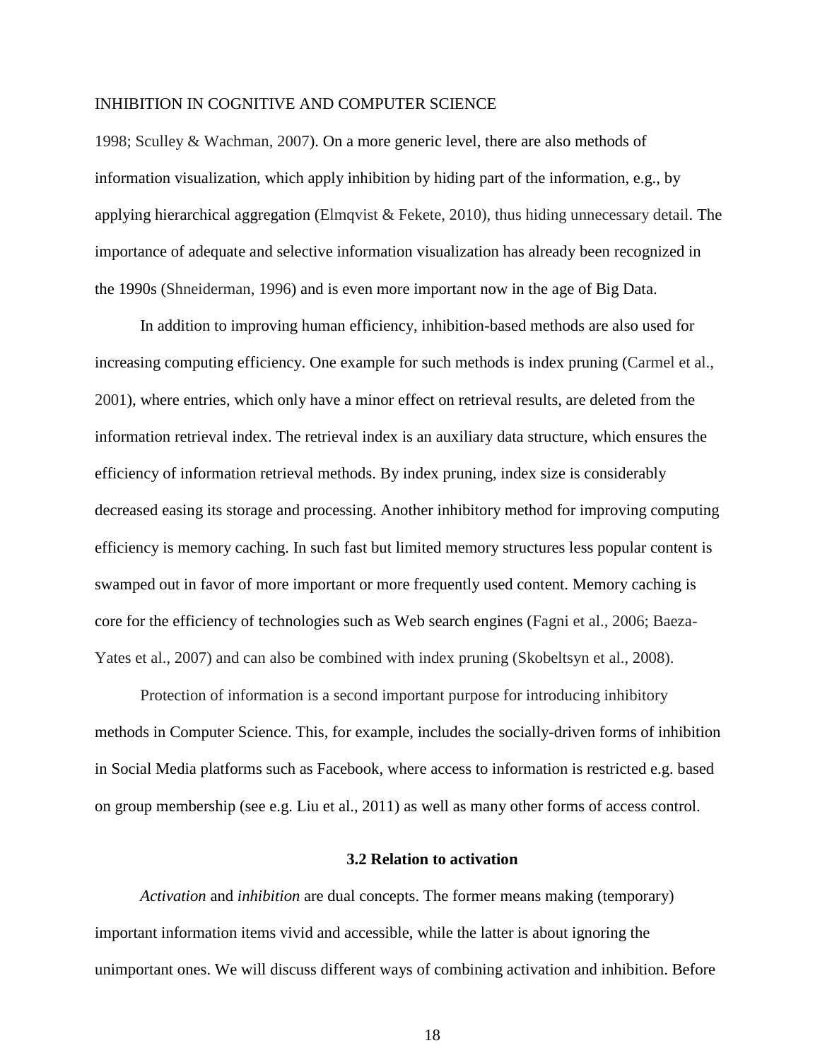1998; Sculley & Wachman, 2007). On a more generic level, there are also methods of information visualization, which apply inhibition by hiding part of the information, e.g., by applying hierarchical aggregation (Elmqvist & Fekete, 2010), thus hiding unnecessary detail. The importance of adequate and selective information visualization has already been recognized in the 1990s (Shneiderman, 1996) and is even more important now in the age of Big Data.

In addition to improving human efficiency, inhibition-based methods are also used for increasing computing efficiency. One example for such methods is index pruning (Carmel et al., 2001), where entries, which only have a minor effect on retrieval results, are deleted from the information retrieval index. The retrieval index is an auxiliary data structure, which ensures the efficiency of information retrieval methods. By index pruning, index size is considerably decreased easing its storage and processing. Another inhibitory method for improving computing efficiency is memory caching. In such fast but limited memory structures less popular content is swamped out in favor of more important or more frequently used content. Memory caching is core for the efficiency of technologies such as Web search engines (Fagni et al., 2006; Baeza-Yates et al., 2007) and can also be combined with index pruning (Skobeltsyn et al., 2008).

Protection of information is a second important purpose for introducing inhibitory methods in Computer Science. This, for example, includes the socially-driven forms of inhibition in Social Media platforms such as Facebook, where access to information is restricted e.g. based on group membership (see e.g. Liu et al., 2011) as well as many other forms of access control.

### 3.2 Relation to activation

*Activation* and *inhibition* are dual concepts. The former means making (temporary) important information items vivid and accessible, while the latter is about ignoring the unimportant ones. We will discuss different ways of combining activation and inhibition. Before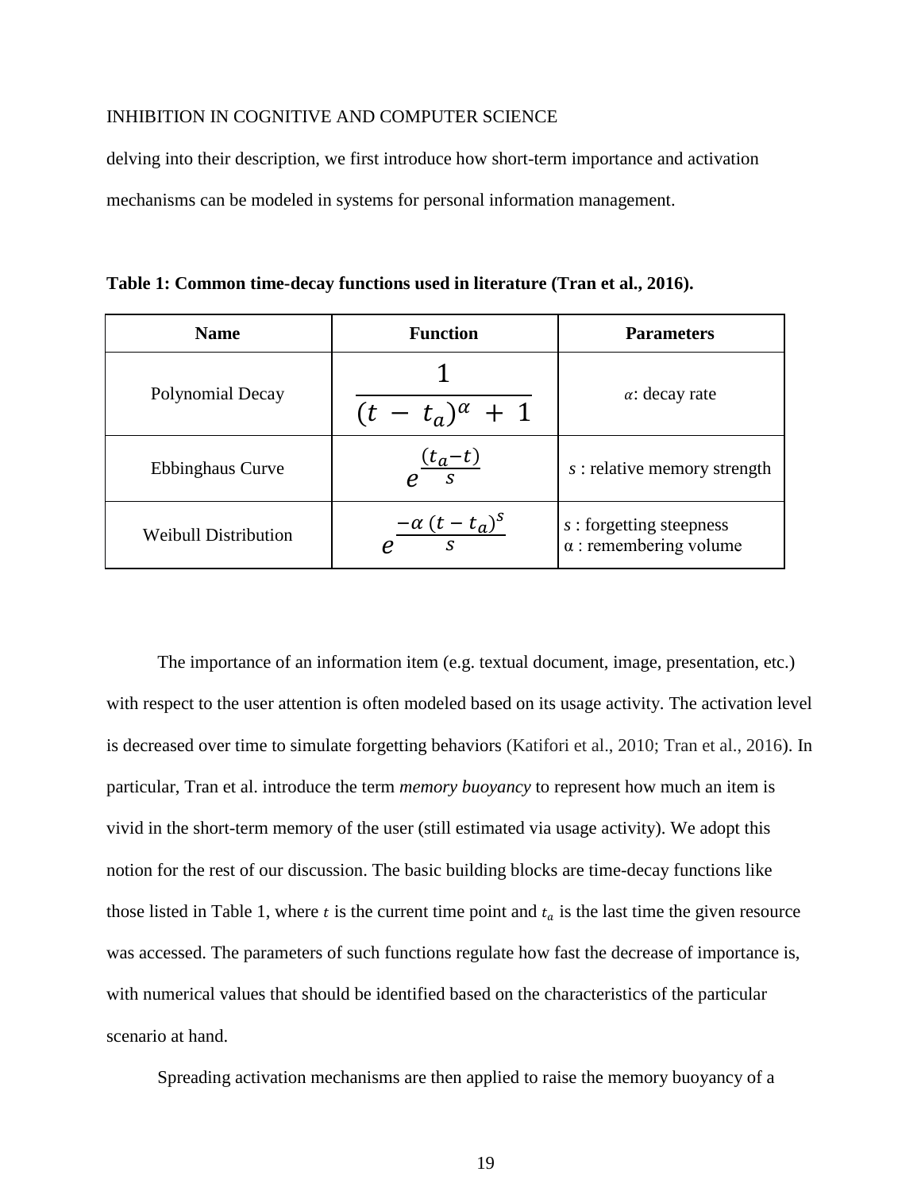delving into their description, we first introduce how short-term importance and activation mechanisms can be modeled in systems for personal information management.

**Table 1: Common time-decay functions used in literature (Tran et al., 2016).**

| Name | Function | Parameters |
|---|---|---|
| Polynomial Decay | $\frac{1}{(t - t_a)^{\alpha} + 1}$ | $\alpha$: decay rate |
| Ebbinghaus Curve | $e^{\frac{(t_a - t)}{s}}$ | $s$ : relative memory strength |
| Weibull Distribution | $e^{\frac{-\alpha\,(t - t_a)^s}{s}}$ | $s$ : forgetting steepness<br>$\alpha$ : remembering volume |

The importance of an information item (e.g. textual document, image, presentation, etc.) with respect to the user attention is often modeled based on its usage activity. The activation level is decreased over time to simulate forgetting behaviors (Katifori et al., 2010; Tran et al., 2016). In particular, Tran et al. introduce the term *memory buoyancy* to represent how much an item is vivid in the short-term memory of the user (still estimated via usage activity). We adopt this notion for the rest of our discussion. The basic building blocks are time-decay functions like those listed in Table 1, where $t$ is the current time point and $t_a$ is the last time the given resource was accessed. The parameters of such functions regulate how fast the decrease of importance is, with numerical values that should be identified based on the characteristics of the particular scenario at hand.

Spreading activation mechanisms are then applied to raise the memory buoyancy of a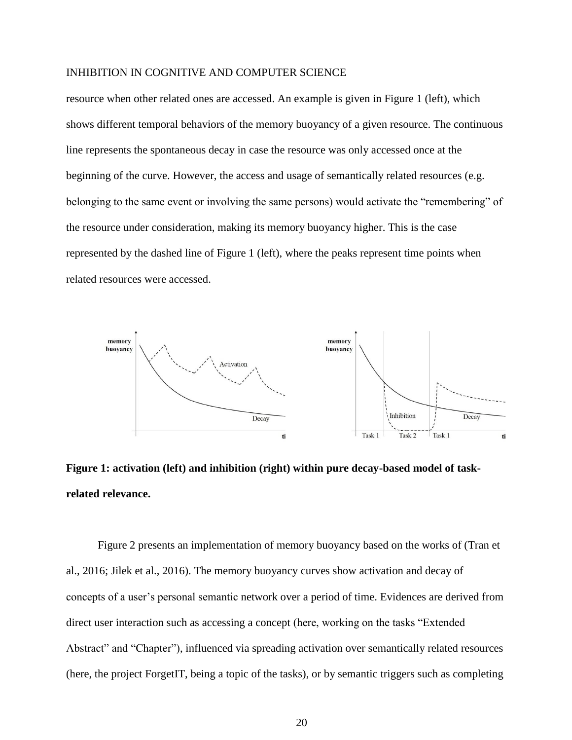resource when other related ones are accessed. An example is given in Figure 1 (left), which shows different temporal behaviors of the memory buoyancy of a given resource. The continuous line represents the spontaneous decay in case the resource was only accessed once at the beginning of the curve. However, the access and usage of semantically related resources (e.g. belonging to the same event or involving the same persons) would activate the "remembering" of the resource under consideration, making its memory buoyancy higher. This is the case represented by the dashed line of Figure 1 (left), where the peaks represent time points when related resources were accessed.

memory buoyancy
Activation
Decay
ti

memory buoyancy
Inhibition
Decay
Task 1
Task 2
Task 1
ti

**Figure 1: activation (left) and inhibition (right) within pure decay-based model of task-related relevance.**

Figure 2 presents an implementation of memory buoyancy based on the works of (Tran et al., 2016; Jilek et al., 2016). The memory buoyancy curves show activation and decay of concepts of a user's personal semantic network over a period of time. Evidences are derived from direct user interaction such as accessing a concept (here, working on the tasks "Extended Abstract" and "Chapter"), influenced via spreading activation over semantically related resources (here, the project ForgetIT, being a topic of the tasks), or by semantic triggers such as completing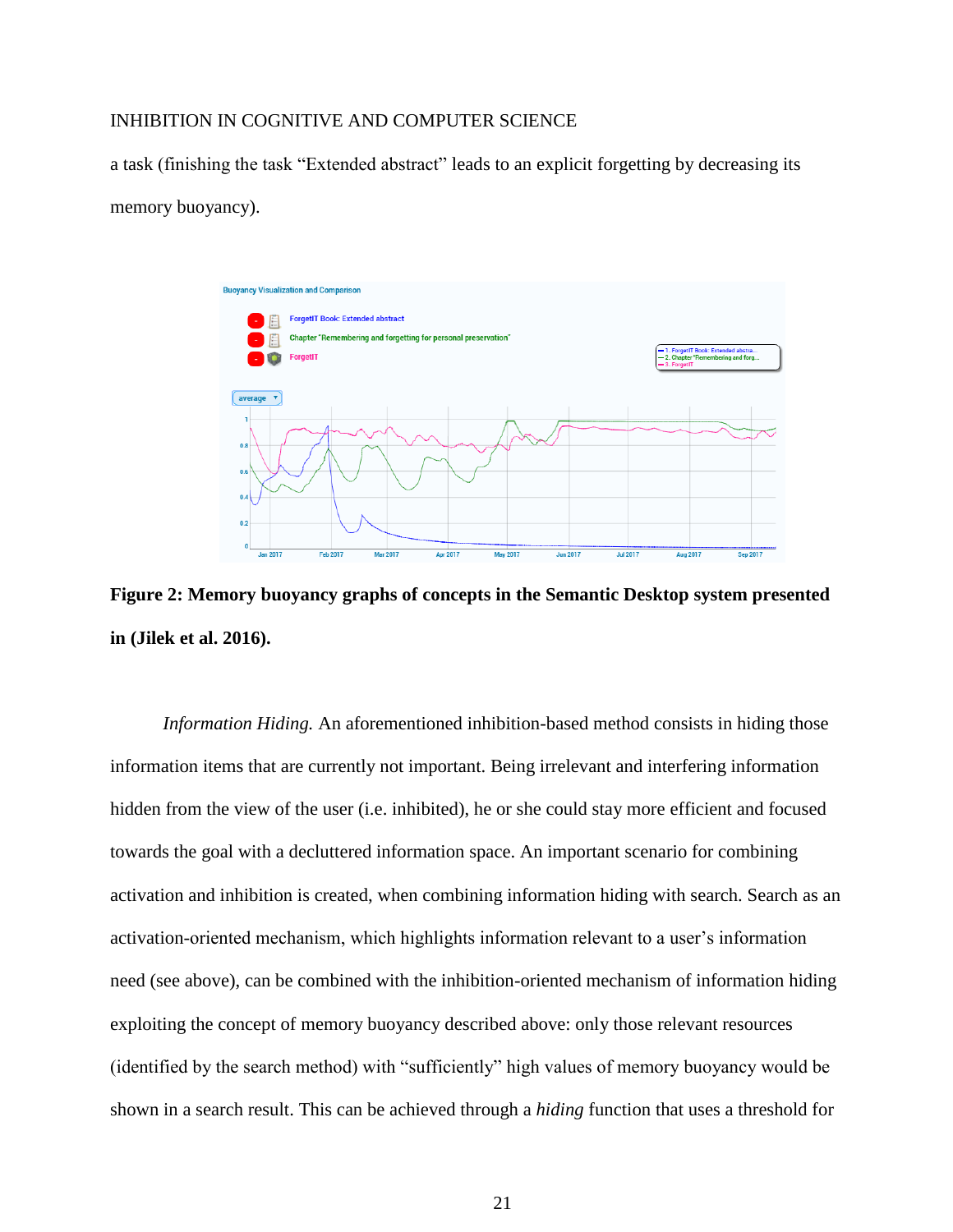a task (finishing the task “Extended abstract” leads to an explicit forgetting by decreasing its memory buoyancy).

Buoyancy Visualization and Comparison

ForgetIT Book: Extended abstract

Chapter "Remembering and forgetting for personal preservation"

ForgetIT

1. ForgetIT Book: Extended abstra...
2. Chapter "Remembering and forg...
3. ForgetIT

average

1
0.8
0.6
0.4
0.2
0

Jan 2017 Feb 2017 Mar 2017 Apr 2017 May 2017 Jun 2017 Jul 2017 Aug 2017 Sep 2017

**Figure 2: Memory buoyancy graphs of concepts in the Semantic Desktop system presented in (Jilek et al. 2016).**

*Information Hiding.* An aforementioned inhibition-based method consists in hiding those information items that are currently not important. Being irrelevant and interfering information hidden from the view of the user (i.e. inhibited), he or she could stay more efficient and focused towards the goal with a decluttered information space. An important scenario for combining activation and inhibition is created, when combining information hiding with search. Search as an activation-oriented mechanism, which highlights information relevant to a user’s information need (see above), can be combined with the inhibition-oriented mechanism of information hiding exploiting the concept of memory buoyancy described above: only those relevant resources (identified by the search method) with “sufficiently” high values of memory buoyancy would be shown in a search result. This can be achieved through a *hiding* function that uses a threshold for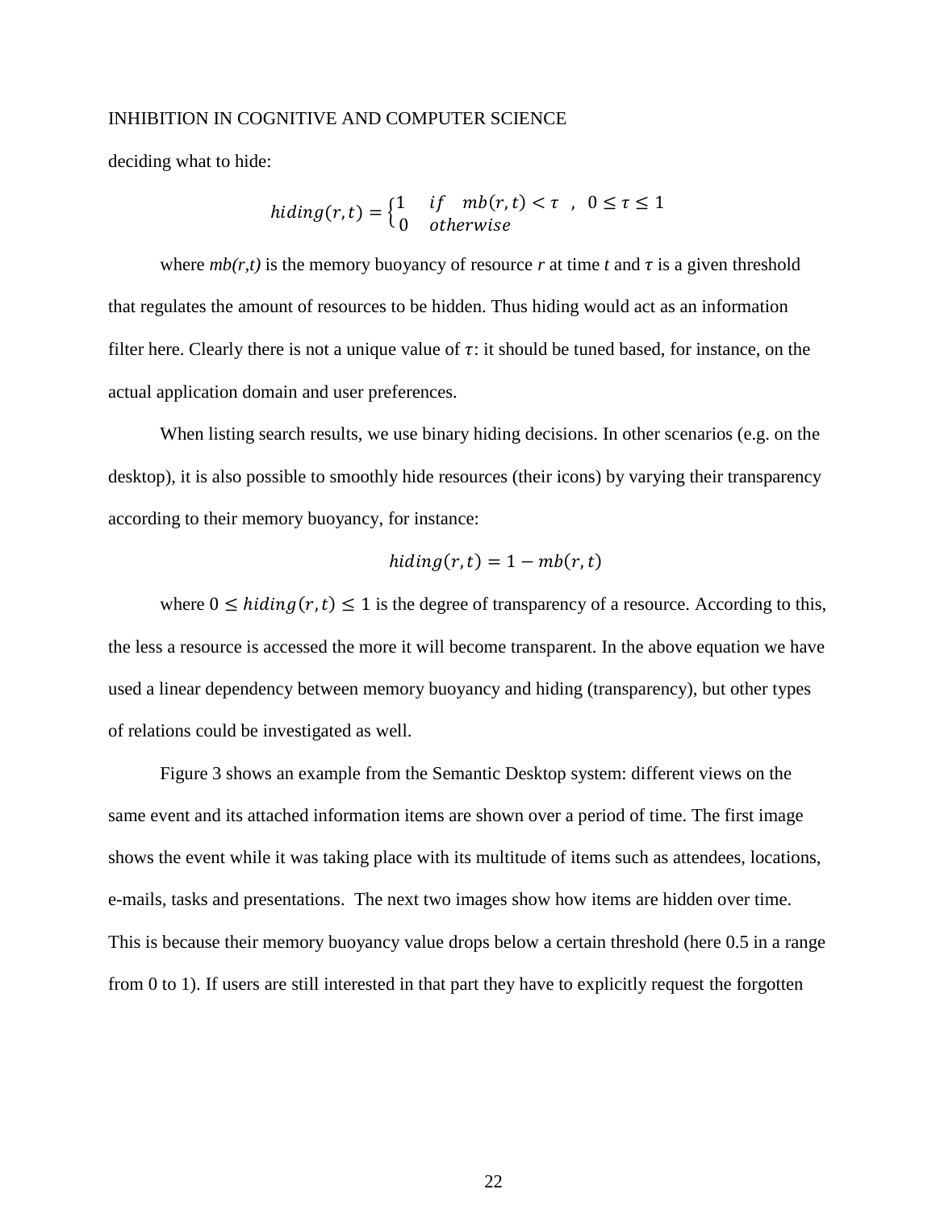deciding what to hide:

$$hiding(r,t) = \begin{cases} 1 & if \quad mb(r,t) < \tau \\ 0 & otherwise \end{cases} , \quad 0 \leq \tau \leq 1$$

where *mb(r,t)* is the memory buoyancy of resource *r* at time *t* and $\tau$ is a given threshold that regulates the amount of resources to be hidden. Thus hiding would act as an information filter here. Clearly there is not a unique value of $\tau$: it should be tuned based, for instance, on the actual application domain and user preferences.

When listing search results, we use binary hiding decisions. In other scenarios (e.g. on the desktop), it is also possible to smoothly hide resources (their icons) by varying their transparency according to their memory buoyancy, for instance:

$$hiding(r,t) = 1 - mb(r,t)$$

where $0 \leq hiding(r,t) \leq 1$ is the degree of transparency of a resource. According to this, the less a resource is accessed the more it will become transparent. In the above equation we have used a linear dependency between memory buoyancy and hiding (transparency), but other types of relations could be investigated as well.

Figure 3 shows an example from the Semantic Desktop system: different views on the same event and its attached information items are shown over a period of time. The first image shows the event while it was taking place with its multitude of items such as attendees, locations, e-mails, tasks and presentations. The next two images show how items are hidden over time. This is because their memory buoyancy value drops below a certain threshold (here 0.5 in a range from 0 to 1). If users are still interested in that part they have to explicitly request the forgotten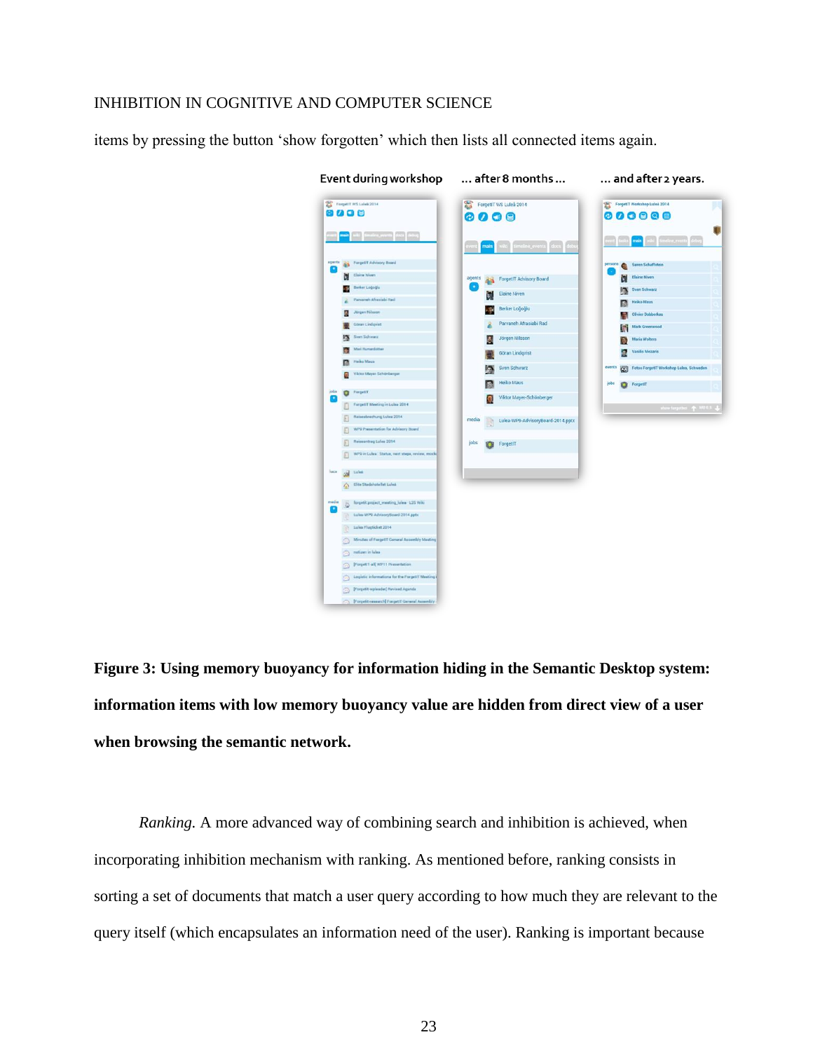items by pressing the button 'show forgotten' which then lists all connected items again.

Event during workshop ... after 8 months ... ... and after 2 years.

**Figure 3: Using memory buoyancy for information hiding in the Semantic Desktop system: information items with low memory buoyancy value are hidden from direct view of a user when browsing the semantic network.**

*Ranking.* A more advanced way of combining search and inhibition is achieved, when incorporating inhibition mechanism with ranking. As mentioned before, ranking consists in sorting a set of documents that match a user query according to how much they are relevant to the query itself (which encapsulates an information need of the user). Ranking is important because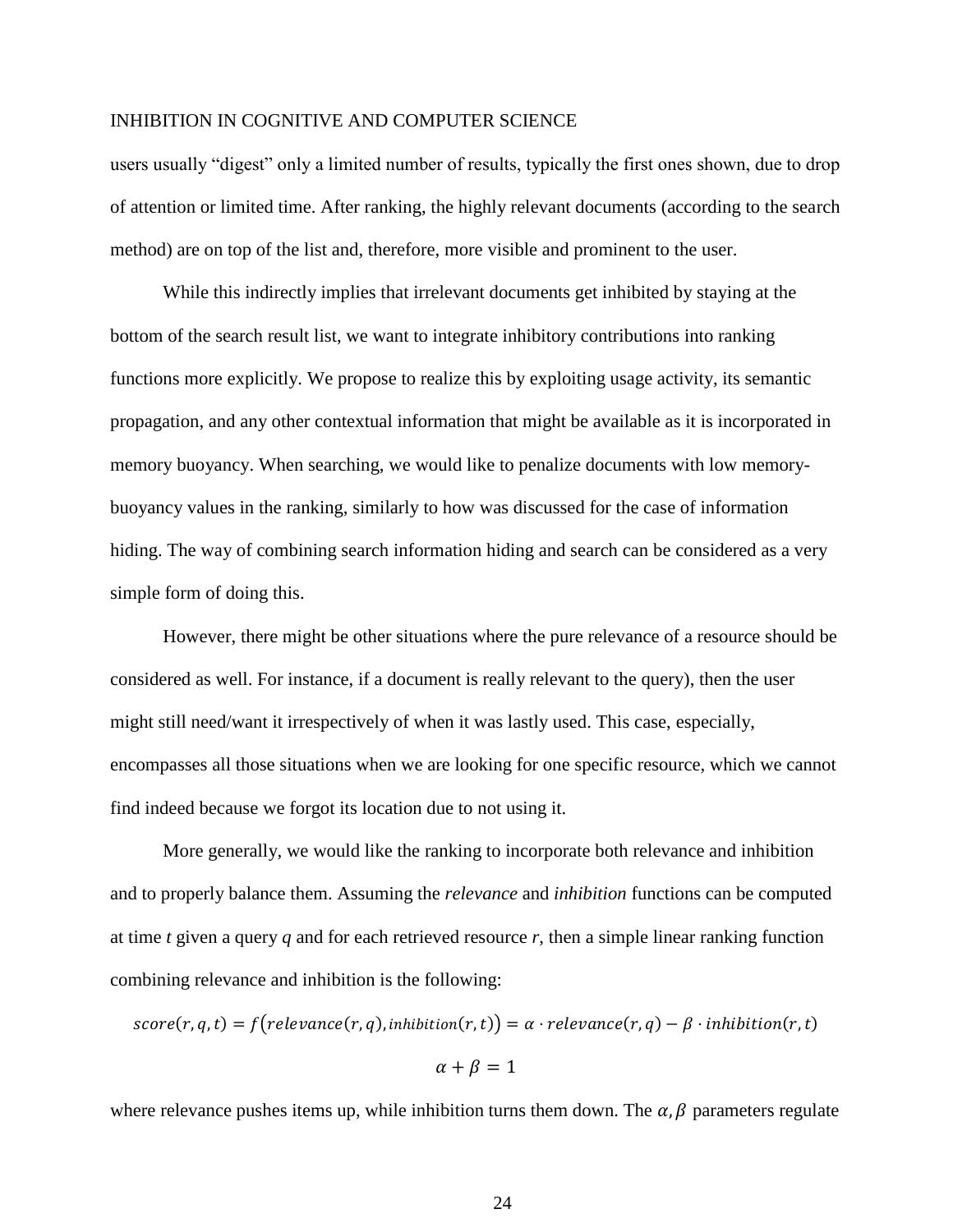users usually “digest” only a limited number of results, typically the first ones shown, due to drop of attention or limited time. After ranking, the highly relevant documents (according to the search method) are on top of the list and, therefore, more visible and prominent to the user.

While this indirectly implies that irrelevant documents get inhibited by staying at the bottom of the search result list, we want to integrate inhibitory contributions into ranking functions more explicitly. We propose to realize this by exploiting usage activity, its semantic propagation, and any other contextual information that might be available as it is incorporated in memory buoyancy. When searching, we would like to penalize documents with low memory-buoyancy values in the ranking, similarly to how was discussed for the case of information hiding. The way of combining search information hiding and search can be considered as a very simple form of doing this.

However, there might be other situations where the pure relevance of a resource should be considered as well. For instance, if a document is really relevant to the query), then the user might still need/want it irrespectively of when it was lastly used. This case, especially, encompasses all those situations when we are looking for one specific resource, which we cannot find indeed because we forgot its location due to not using it.

More generally, we would like the ranking to incorporate both relevance and inhibition and to properly balance them. Assuming the *relevance* and *inhibition* functions can be computed at time *t* given a query *q* and for each retrieved resource *r*, then a simple linear ranking function combining relevance and inhibition is the following:

$$score(r, q, t) = f\big(relevance(r, q), inhibition(r, t)\big) = \alpha \cdot relevance(r, q) - \beta \cdot inhibition(r, t)$$

$$\alpha + \beta = 1$$

where relevance pushes items up, while inhibition turns them down. The $\alpha, \beta$ parameters regulate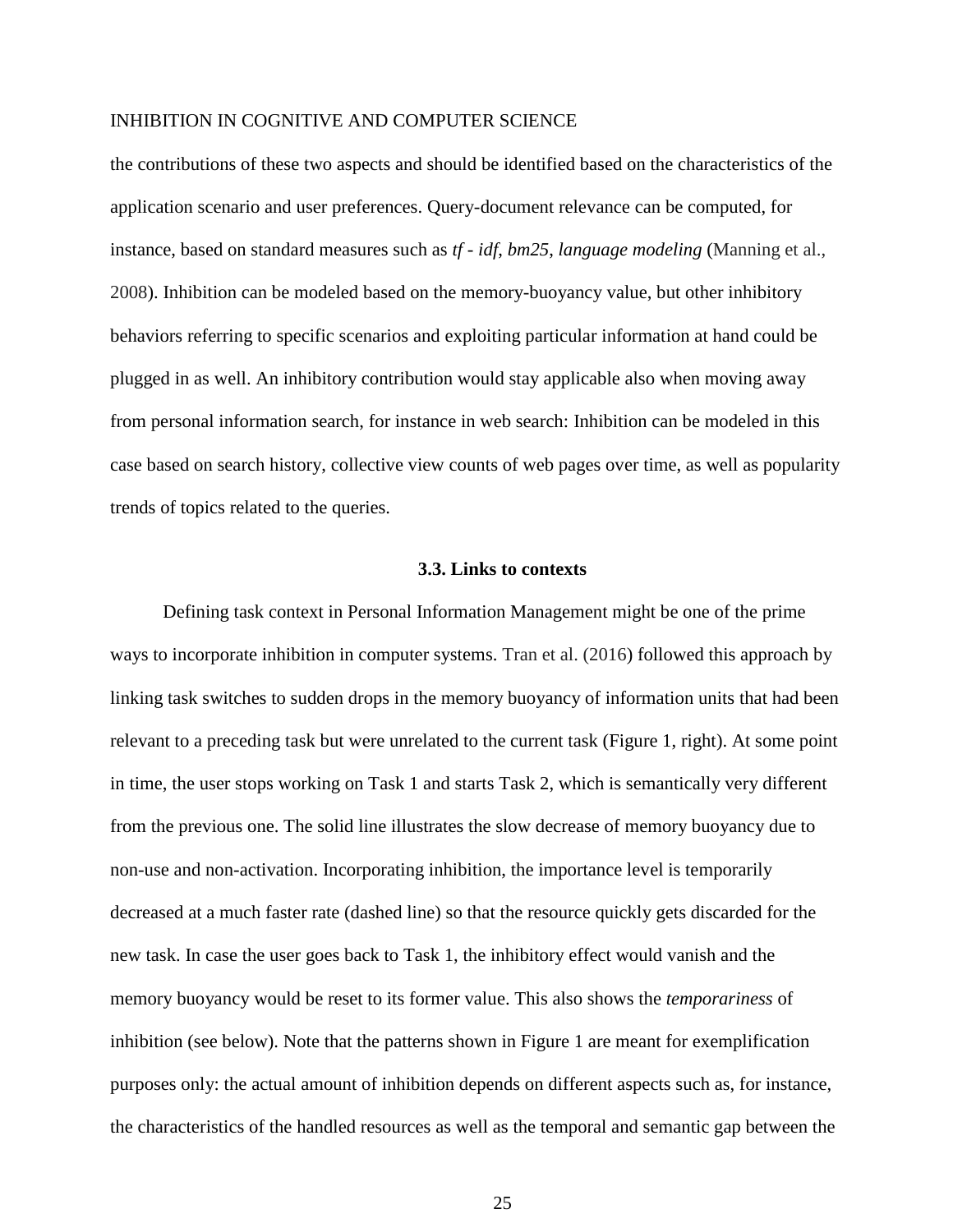the contributions of these two aspects and should be identified based on the characteristics of the application scenario and user preferences. Query-document relevance can be computed, for instance, based on standard measures such as *tf - idf*, *bm25*, *language modeling* (Manning et al., 2008). Inhibition can be modeled based on the memory-buoyancy value, but other inhibitory behaviors referring to specific scenarios and exploiting particular information at hand could be plugged in as well. An inhibitory contribution would stay applicable also when moving away from personal information search, for instance in web search: Inhibition can be modeled in this case based on search history, collective view counts of web pages over time, as well as popularity trends of topics related to the queries.

### 3.3. Links to contexts

Defining task context in Personal Information Management might be one of the prime ways to incorporate inhibition in computer systems. Tran et al. (2016) followed this approach by linking task switches to sudden drops in the memory buoyancy of information units that had been relevant to a preceding task but were unrelated to the current task (Figure 1, right). At some point in time, the user stops working on Task 1 and starts Task 2, which is semantically very different from the previous one. The solid line illustrates the slow decrease of memory buoyancy due to non-use and non-activation. Incorporating inhibition, the importance level is temporarily decreased at a much faster rate (dashed line) so that the resource quickly gets discarded for the new task. In case the user goes back to Task 1, the inhibitory effect would vanish and the memory buoyancy would be reset to its former value. This also shows the *temporariness* of inhibition (see below). Note that the patterns shown in Figure 1 are meant for exemplification purposes only: the actual amount of inhibition depends on different aspects such as, for instance, the characteristics of the handled resources as well as the temporal and semantic gap between the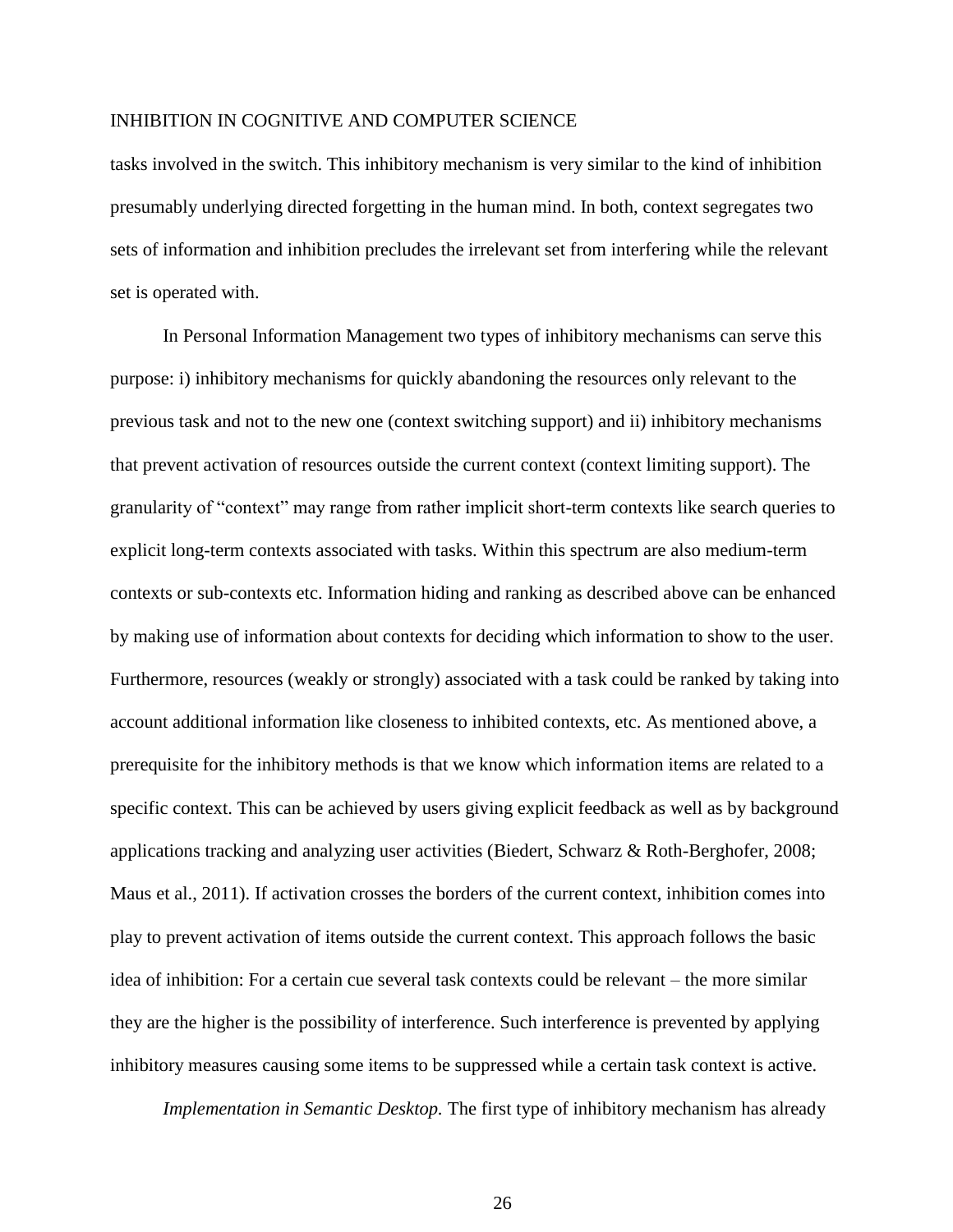tasks involved in the switch. This inhibitory mechanism is very similar to the kind of inhibition presumably underlying directed forgetting in the human mind. In both, context segregates two sets of information and inhibition precludes the irrelevant set from interfering while the relevant set is operated with.

In Personal Information Management two types of inhibitory mechanisms can serve this purpose: i) inhibitory mechanisms for quickly abandoning the resources only relevant to the previous task and not to the new one (context switching support) and ii) inhibitory mechanisms that prevent activation of resources outside the current context (context limiting support). The granularity of "context" may range from rather implicit short-term contexts like search queries to explicit long-term contexts associated with tasks. Within this spectrum are also medium-term contexts or sub-contexts etc. Information hiding and ranking as described above can be enhanced by making use of information about contexts for deciding which information to show to the user. Furthermore, resources (weakly or strongly) associated with a task could be ranked by taking into account additional information like closeness to inhibited contexts, etc. As mentioned above, a prerequisite for the inhibitory methods is that we know which information items are related to a specific context. This can be achieved by users giving explicit feedback as well as by background applications tracking and analyzing user activities (Biedert, Schwarz & Roth-Berghofer, 2008; Maus et al., 2011). If activation crosses the borders of the current context, inhibition comes into play to prevent activation of items outside the current context. This approach follows the basic idea of inhibition: For a certain cue several task contexts could be relevant – the more similar they are the higher is the possibility of interference. Such interference is prevented by applying inhibitory measures causing some items to be suppressed while a certain task context is active.

*Implementation in Semantic Desktop.* The first type of inhibitory mechanism has already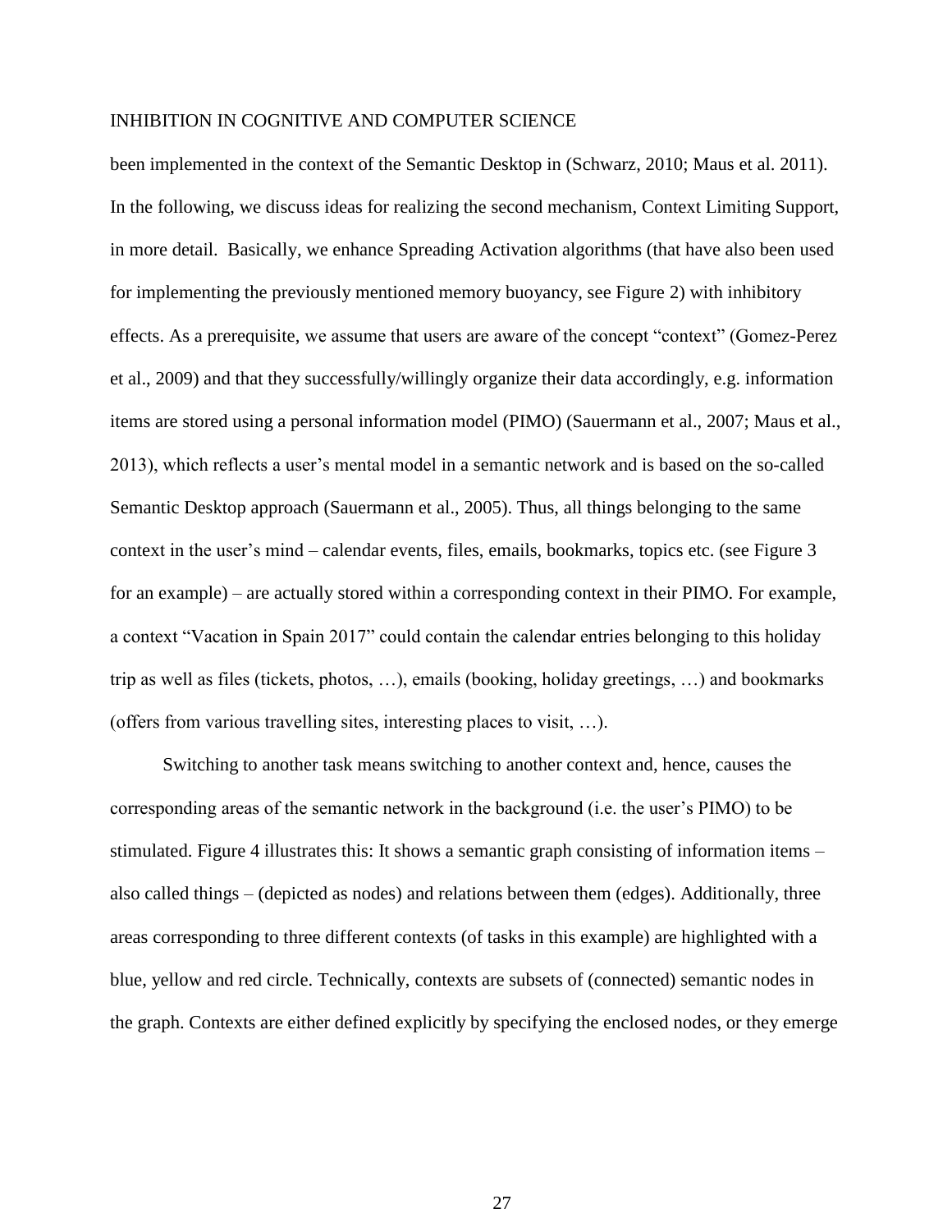been implemented in the context of the Semantic Desktop in (Schwarz, 2010; Maus et al. 2011). In the following, we discuss ideas for realizing the second mechanism, Context Limiting Support, in more detail. Basically, we enhance Spreading Activation algorithms (that have also been used for implementing the previously mentioned memory buoyancy, see Figure 2) with inhibitory effects. As a prerequisite, we assume that users are aware of the concept "context" (Gomez-Perez et al., 2009) and that they successfully/willingly organize their data accordingly, e.g. information items are stored using a personal information model (PIMO) (Sauermann et al., 2007; Maus et al., 2013), which reflects a user's mental model in a semantic network and is based on the so-called Semantic Desktop approach (Sauermann et al., 2005). Thus, all things belonging to the same context in the user's mind – calendar events, files, emails, bookmarks, topics etc. (see Figure 3 for an example) – are actually stored within a corresponding context in their PIMO. For example, a context "Vacation in Spain 2017" could contain the calendar entries belonging to this holiday trip as well as files (tickets, photos, …), emails (booking, holiday greetings, …) and bookmarks (offers from various travelling sites, interesting places to visit, …).

Switching to another task means switching to another context and, hence, causes the corresponding areas of the semantic network in the background (i.e. the user's PIMO) to be stimulated. Figure 4 illustrates this: It shows a semantic graph consisting of information items – also called things – (depicted as nodes) and relations between them (edges). Additionally, three areas corresponding to three different contexts (of tasks in this example) are highlighted with a blue, yellow and red circle. Technically, contexts are subsets of (connected) semantic nodes in the graph. Contexts are either defined explicitly by specifying the enclosed nodes, or they emerge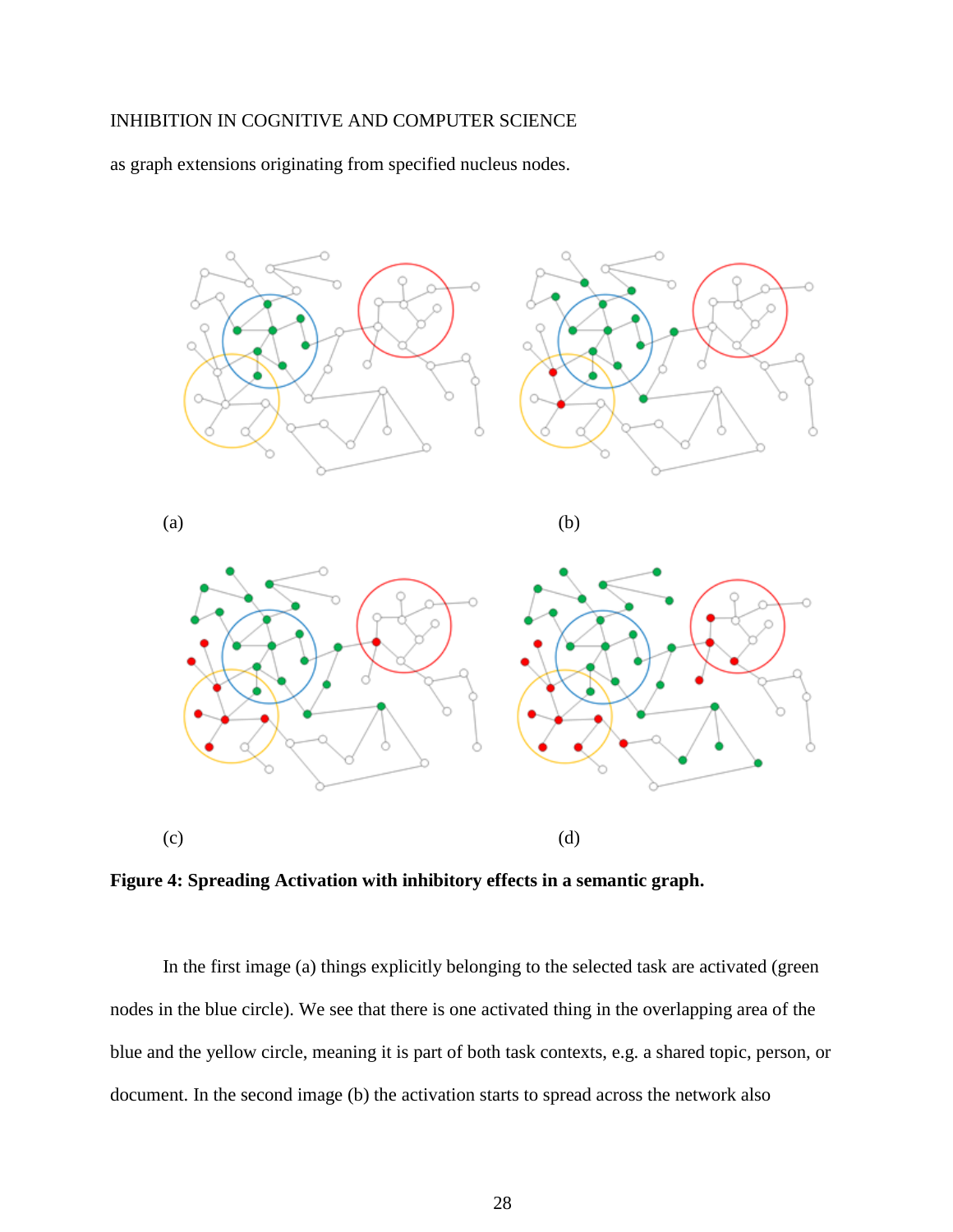as graph extensions originating from specified nucleus nodes.

(a)

(b)

(c)

(d)

**Figure 4: Spreading Activation with inhibitory effects in a semantic graph.**

In the first image (a) things explicitly belonging to the selected task are activated (green nodes in the blue circle). We see that there is one activated thing in the overlapping area of the blue and the yellow circle, meaning it is part of both task contexts, e.g. a shared topic, person, or document. In the second image (b) the activation starts to spread across the network also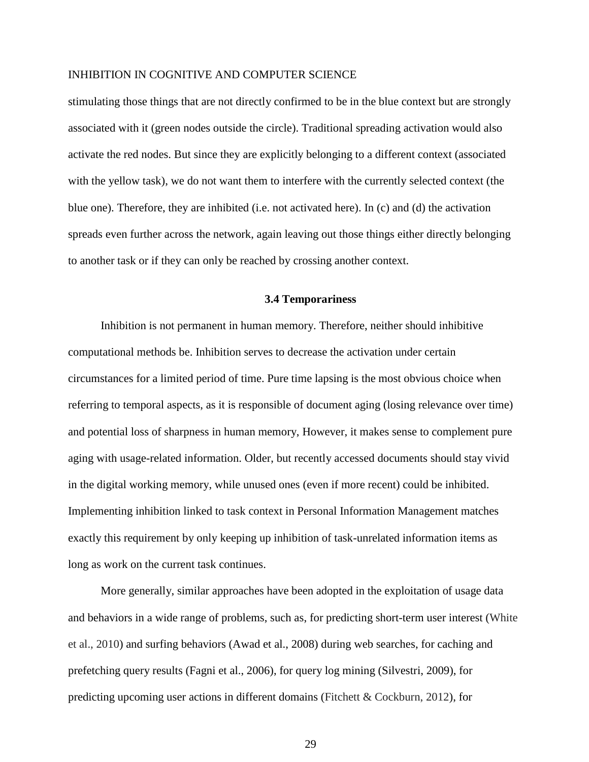stimulating those things that are not directly confirmed to be in the blue context but are strongly associated with it (green nodes outside the circle). Traditional spreading activation would also activate the red nodes. But since they are explicitly belonging to a different context (associated with the yellow task), we do not want them to interfere with the currently selected context (the blue one). Therefore, they are inhibited (i.e. not activated here). In (c) and (d) the activation spreads even further across the network, again leaving out those things either directly belonging to another task or if they can only be reached by crossing another context.

### 3.4 Temporariness

Inhibition is not permanent in human memory. Therefore, neither should inhibitive computational methods be. Inhibition serves to decrease the activation under certain circumstances for a limited period of time. Pure time lapsing is the most obvious choice when referring to temporal aspects, as it is responsible of document aging (losing relevance over time) and potential loss of sharpness in human memory, However, it makes sense to complement pure aging with usage-related information. Older, but recently accessed documents should stay vivid in the digital working memory, while unused ones (even if more recent) could be inhibited. Implementing inhibition linked to task context in Personal Information Management matches exactly this requirement by only keeping up inhibition of task-unrelated information items as long as work on the current task continues.

More generally, similar approaches have been adopted in the exploitation of usage data and behaviors in a wide range of problems, such as, for predicting short-term user interest (White et al., 2010) and surfing behaviors (Awad et al., 2008) during web searches, for caching and prefetching query results (Fagni et al., 2006), for query log mining (Silvestri, 2009), for predicting upcoming user actions in different domains (Fitchett & Cockburn, 2012), for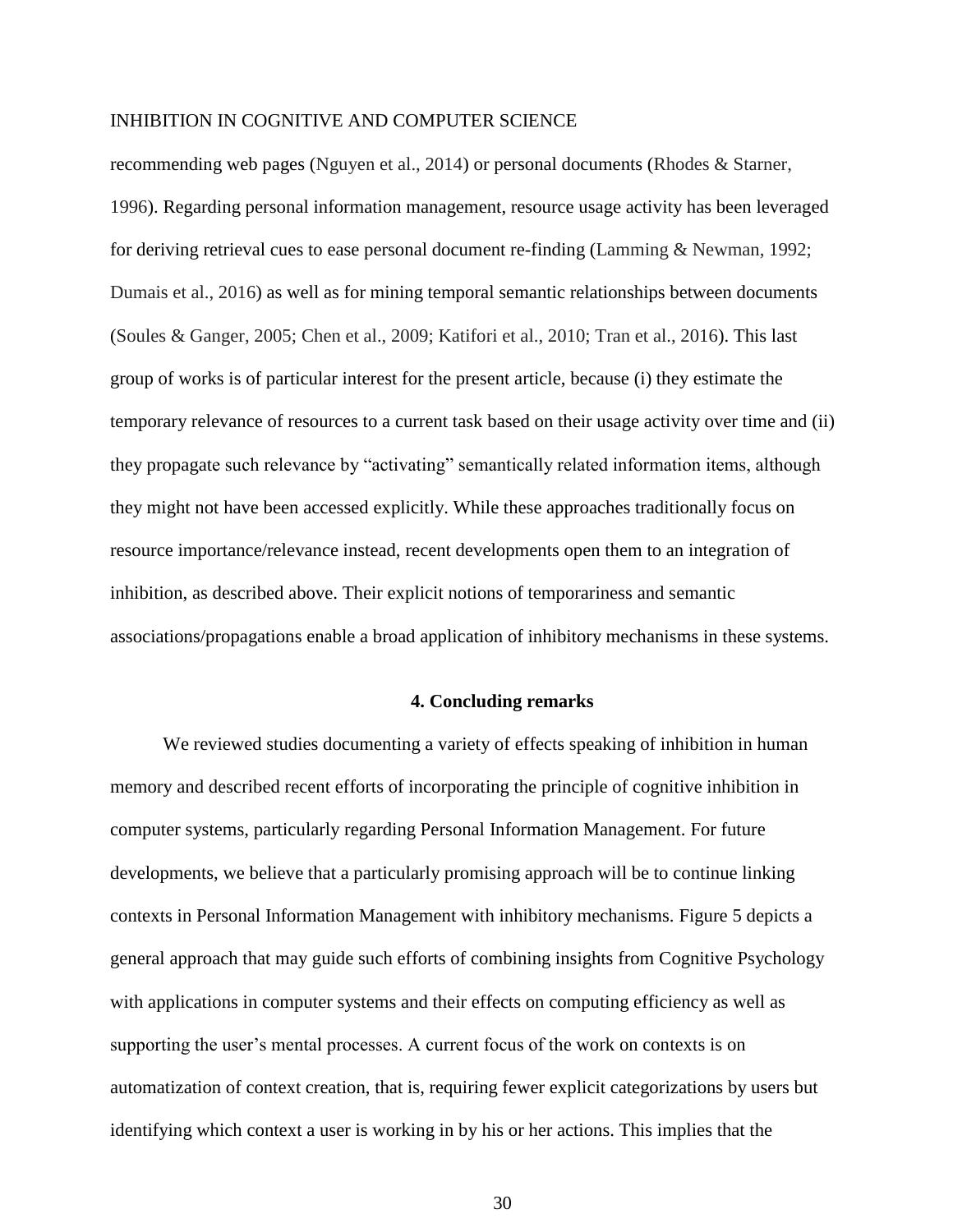recommending web pages (Nguyen et al., 2014) or personal documents (Rhodes & Starner, 1996). Regarding personal information management, resource usage activity has been leveraged for deriving retrieval cues to ease personal document re-finding (Lamming & Newman, 1992; Dumais et al., 2016) as well as for mining temporal semantic relationships between documents (Soules & Ganger, 2005; Chen et al., 2009; Katifori et al., 2010; Tran et al., 2016). This last group of works is of particular interest for the present article, because (i) they estimate the temporary relevance of resources to a current task based on their usage activity over time and (ii) they propagate such relevance by "activating" semantically related information items, although they might not have been accessed explicitly. While these approaches traditionally focus on resource importance/relevance instead, recent developments open them to an integration of inhibition, as described above. Their explicit notions of temporariness and semantic associations/propagations enable a broad application of inhibitory mechanisms in these systems.

## 4. Concluding remarks

We reviewed studies documenting a variety of effects speaking of inhibition in human memory and described recent efforts of incorporating the principle of cognitive inhibition in computer systems, particularly regarding Personal Information Management. For future developments, we believe that a particularly promising approach will be to continue linking contexts in Personal Information Management with inhibitory mechanisms. Figure 5 depicts a general approach that may guide such efforts of combining insights from Cognitive Psychology with applications in computer systems and their effects on computing efficiency as well as supporting the user's mental processes. A current focus of the work on contexts is on automatization of context creation, that is, requiring fewer explicit categorizations by users but identifying which context a user is working in by his or her actions. This implies that the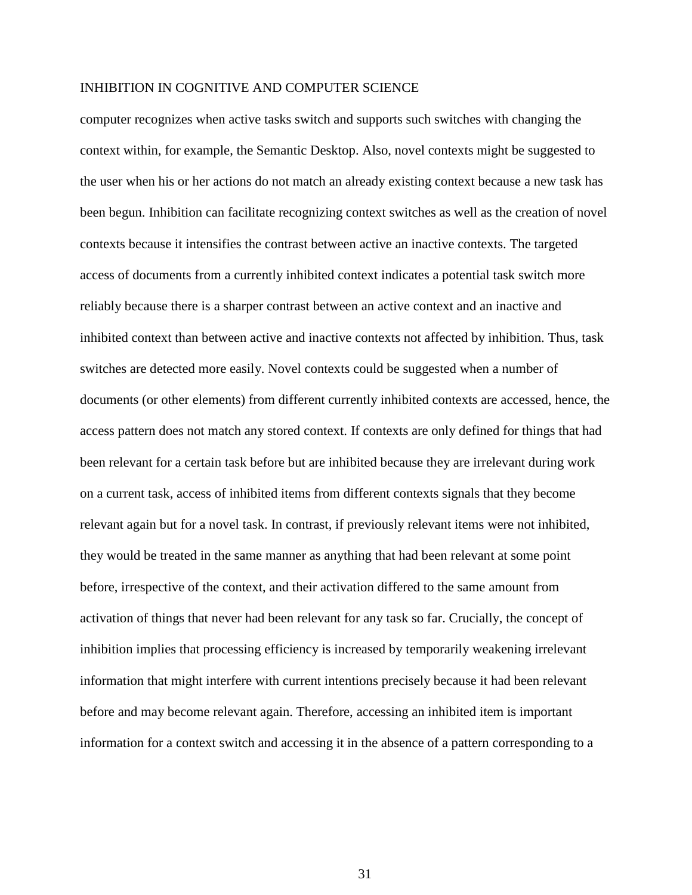computer recognizes when active tasks switch and supports such switches with changing the context within, for example, the Semantic Desktop. Also, novel contexts might be suggested to the user when his or her actions do not match an already existing context because a new task has been begun. Inhibition can facilitate recognizing context switches as well as the creation of novel contexts because it intensifies the contrast between active an inactive contexts. The targeted access of documents from a currently inhibited context indicates a potential task switch more reliably because there is a sharper contrast between an active context and an inactive and inhibited context than between active and inactive contexts not affected by inhibition. Thus, task switches are detected more easily. Novel contexts could be suggested when a number of documents (or other elements) from different currently inhibited contexts are accessed, hence, the access pattern does not match any stored context. If contexts are only defined for things that had been relevant for a certain task before but are inhibited because they are irrelevant during work on a current task, access of inhibited items from different contexts signals that they become relevant again but for a novel task. In contrast, if previously relevant items were not inhibited, they would be treated in the same manner as anything that had been relevant at some point before, irrespective of the context, and their activation differed to the same amount from activation of things that never had been relevant for any task so far. Crucially, the concept of inhibition implies that processing efficiency is increased by temporarily weakening irrelevant information that might interfere with current intentions precisely because it had been relevant before and may become relevant again. Therefore, accessing an inhibited item is important information for a context switch and accessing it in the absence of a pattern corresponding to a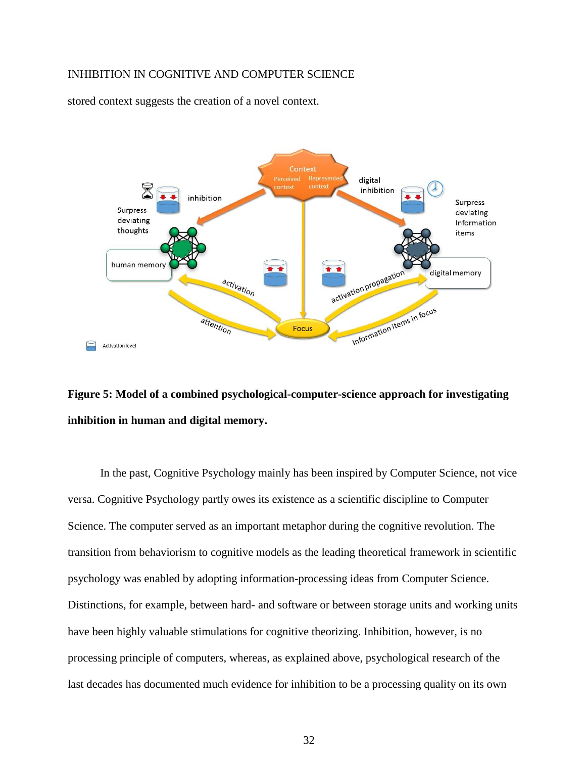stored context suggests the creation of a novel context.

Context
Perceived context
Represented context
digital inhibition
inhibition
Surpress deviating thoughts
Surpress deviating Information items
human memory
digital memory
activation
activation propagation
attention
Information items in focus
Focus
Activation level

**Figure 5: Model of a combined psychological-computer-science approach for investigating inhibition in human and digital memory.**

In the past, Cognitive Psychology mainly has been inspired by Computer Science, not vice versa. Cognitive Psychology partly owes its existence as a scientific discipline to Computer Science. The computer served as an important metaphor during the cognitive revolution. The transition from behaviorism to cognitive models as the leading theoretical framework in scientific psychology was enabled by adopting information-processing ideas from Computer Science. Distinctions, for example, between hard- and software or between storage units and working units have been highly valuable stimulations for cognitive theorizing. Inhibition, however, is no processing principle of computers, whereas, as explained above, psychological research of the last decades has documented much evidence for inhibition to be a processing quality on its own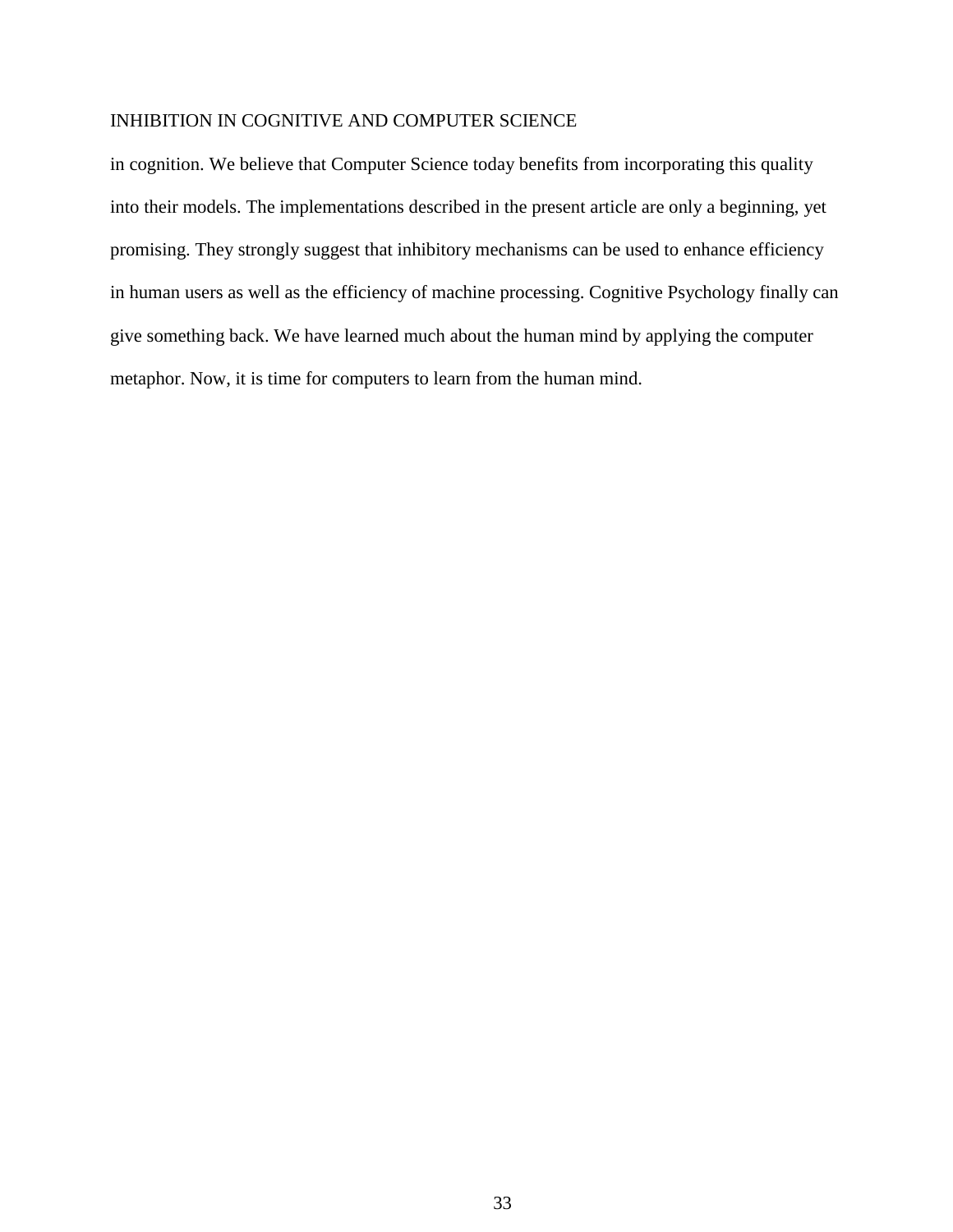in cognition. We believe that Computer Science today benefits from incorporating this quality into their models. The implementations described in the present article are only a beginning, yet promising. They strongly suggest that inhibitory mechanisms can be used to enhance efficiency in human users as well as the efficiency of machine processing. Cognitive Psychology finally can give something back. We have learned much about the human mind by applying the computer metaphor. Now, it is time for computers to learn from the human mind.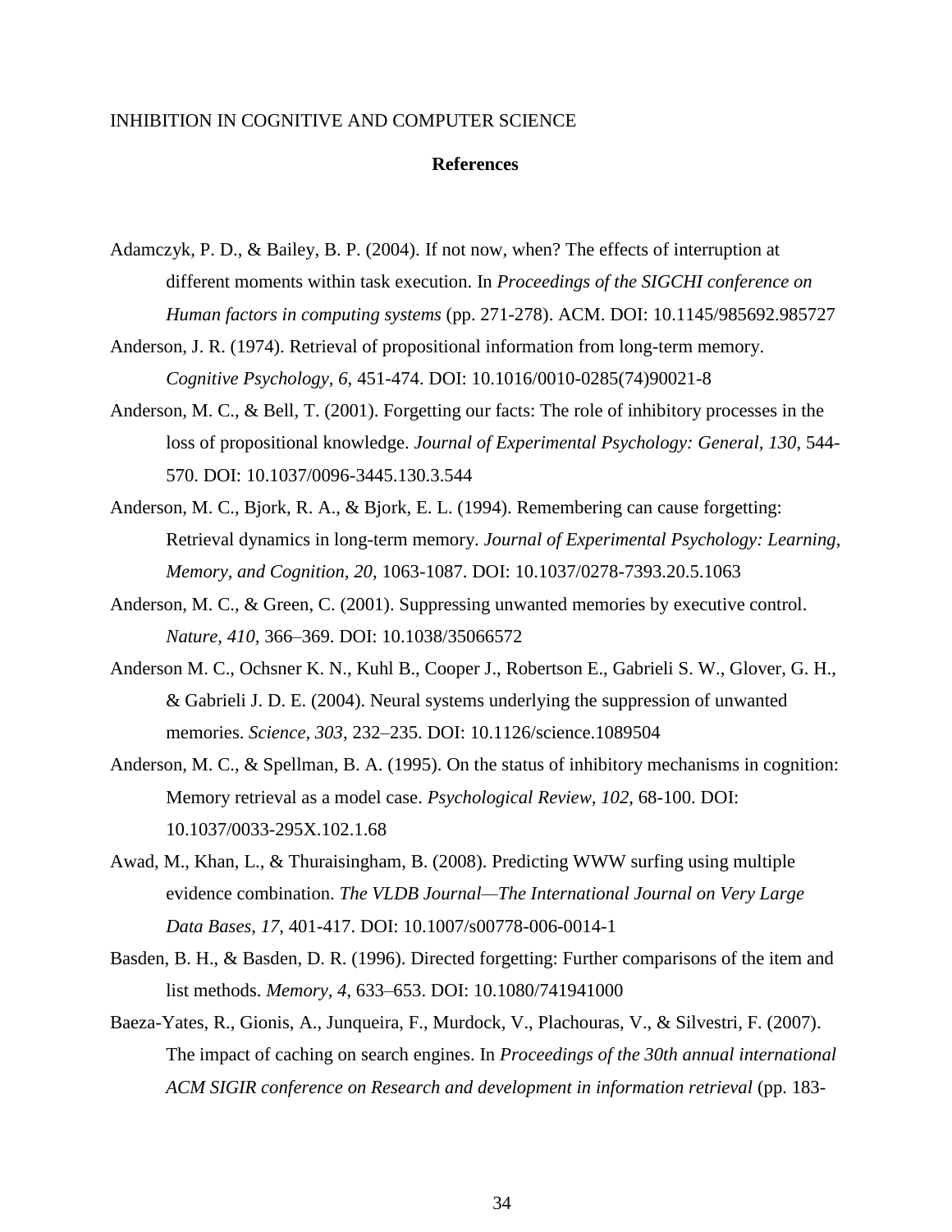## References

Adamczyk, P. D., & Bailey, B. P. (2004). If not now, when? The effects of interruption at different moments within task execution. In *Proceedings of the SIGCHI conference on Human factors in computing systems* (pp. 271-278). ACM. DOI: 10.1145/985692.985727

Anderson, J. R. (1974). Retrieval of propositional information from long-term memory. *Cognitive Psychology, 6*, 451-474. DOI: 10.1016/0010-0285(74)90021-8

Anderson, M. C., & Bell, T. (2001). Forgetting our facts: The role of inhibitory processes in the loss of propositional knowledge. *Journal of Experimental Psychology: General, 130*, 544-570. DOI: 10.1037/0096-3445.130.3.544

Anderson, M. C., Bjork, R. A., & Bjork, E. L. (1994). Remembering can cause forgetting: Retrieval dynamics in long-term memory. *Journal of Experimental Psychology: Learning, Memory, and Cognition, 20*, 1063-1087. DOI: 10.1037/0278-7393.20.5.1063

Anderson, M. C., & Green, C. (2001). Suppressing unwanted memories by executive control. *Nature, 410,* 366–369. DOI: 10.1038/35066572

Anderson M. C., Ochsner K. N., Kuhl B., Cooper J., Robertson E., Gabrieli S. W., Glover, G. H., & Gabrieli J. D. E. (2004). Neural systems underlying the suppression of unwanted memories. *Science, 303*, 232–235. DOI: 10.1126/science.1089504

Anderson, M. C., & Spellman, B. A. (1995). On the status of inhibitory mechanisms in cognition: Memory retrieval as a model case. *Psychological Review, 102,* 68-100. DOI: 10.1037/0033-295X.102.1.68

Awad, M., Khan, L., & Thuraisingham, B. (2008). Predicting WWW surfing using multiple evidence combination. *The VLDB Journal—The International Journal on Very Large Data Bases, 17,* 401-417. DOI: 10.1007/s00778-006-0014-1

Basden, B. H., & Basden, D. R. (1996). Directed forgetting: Further comparisons of the item and list methods. *Memory, 4*, 633–653. DOI: 10.1080/741941000

Baeza-Yates, R., Gionis, A., Junqueira, F., Murdock, V., Plachouras, V., & Silvestri, F. (2007). The impact of caching on search engines. In *Proceedings of the 30th annual international ACM SIGIR conference on Research and development in information retrieval* (pp. 183-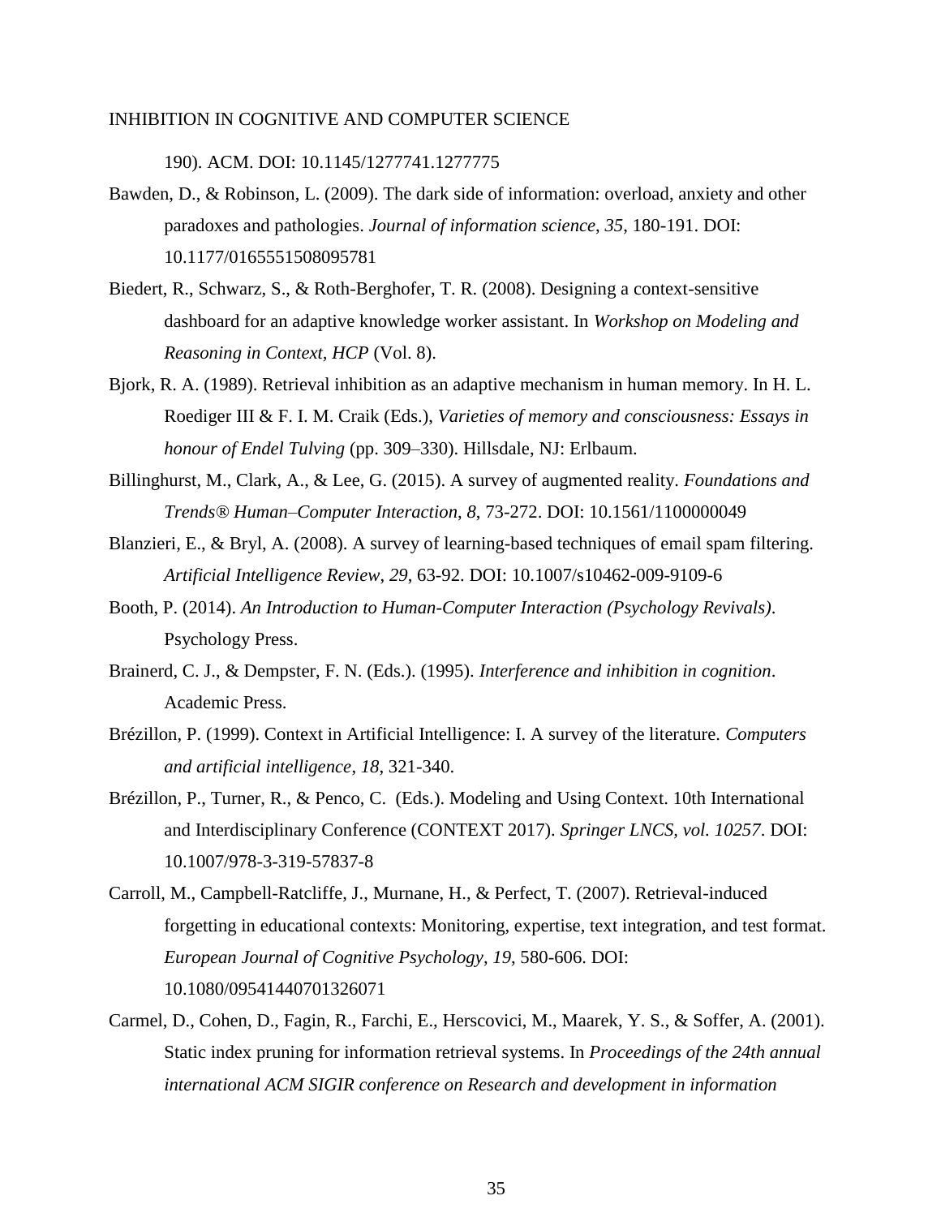190). ACM. DOI: 10.1145/1277741.1277775

Bawden, D., & Robinson, L. (2009). The dark side of information: overload, anxiety and other paradoxes and pathologies. *Journal of information science*, *35*, 180-191. DOI: 10.1177/0165551508095781

Biedert, R., Schwarz, S., & Roth-Berghofer, T. R. (2008). Designing a context-sensitive dashboard for an adaptive knowledge worker assistant. In *Workshop on Modeling and Reasoning in Context, HCP* (Vol. 8).

Bjork, R. A. (1989). Retrieval inhibition as an adaptive mechanism in human memory. In H. L. Roediger III & F. I. M. Craik (Eds.), *Varieties of memory and consciousness: Essays in honour of Endel Tulving* (pp. 309–330). Hillsdale, NJ: Erlbaum.

Billinghurst, M., Clark, A., & Lee, G. (2015). A survey of augmented reality. *Foundations and Trends® Human–Computer Interaction*, *8*, 73-272. DOI: 10.1561/1100000049

Blanzieri, E., & Bryl, A. (2008). A survey of learning-based techniques of email spam filtering. *Artificial Intelligence Review*, *29*, 63-92. DOI: 10.1007/s10462-009-9109-6

Booth, P. (2014). *An Introduction to Human-Computer Interaction (Psychology Revivals)*. Psychology Press.

Brainerd, C. J., & Dempster, F. N. (Eds.). (1995). *Interference and inhibition in cognition*. Academic Press.

Brézillon, P. (1999). Context in Artificial Intelligence: I. A survey of the literature. *Computers and artificial intelligence*, *18*, 321-340.

Brézillon, P., Turner, R., & Penco, C. (Eds.). Modeling and Using Context. 10th International and Interdisciplinary Conference (CONTEXT 2017). *Springer LNCS, vol. 10257*. DOI: 10.1007/978-3-319-57837-8

Carroll, M., Campbell-Ratcliffe, J., Murnane, H., & Perfect, T. (2007). Retrieval-induced forgetting in educational contexts: Monitoring, expertise, text integration, and test format. *European Journal of Cognitive Psychology, 19*, 580-606. DOI: 10.1080/09541440701326071

Carmel, D., Cohen, D., Fagin, R., Farchi, E., Herscovici, M., Maarek, Y. S., & Soffer, A. (2001). Static index pruning for information retrieval systems. In *Proceedings of the 24th annual international ACM SIGIR conference on Research and development in information*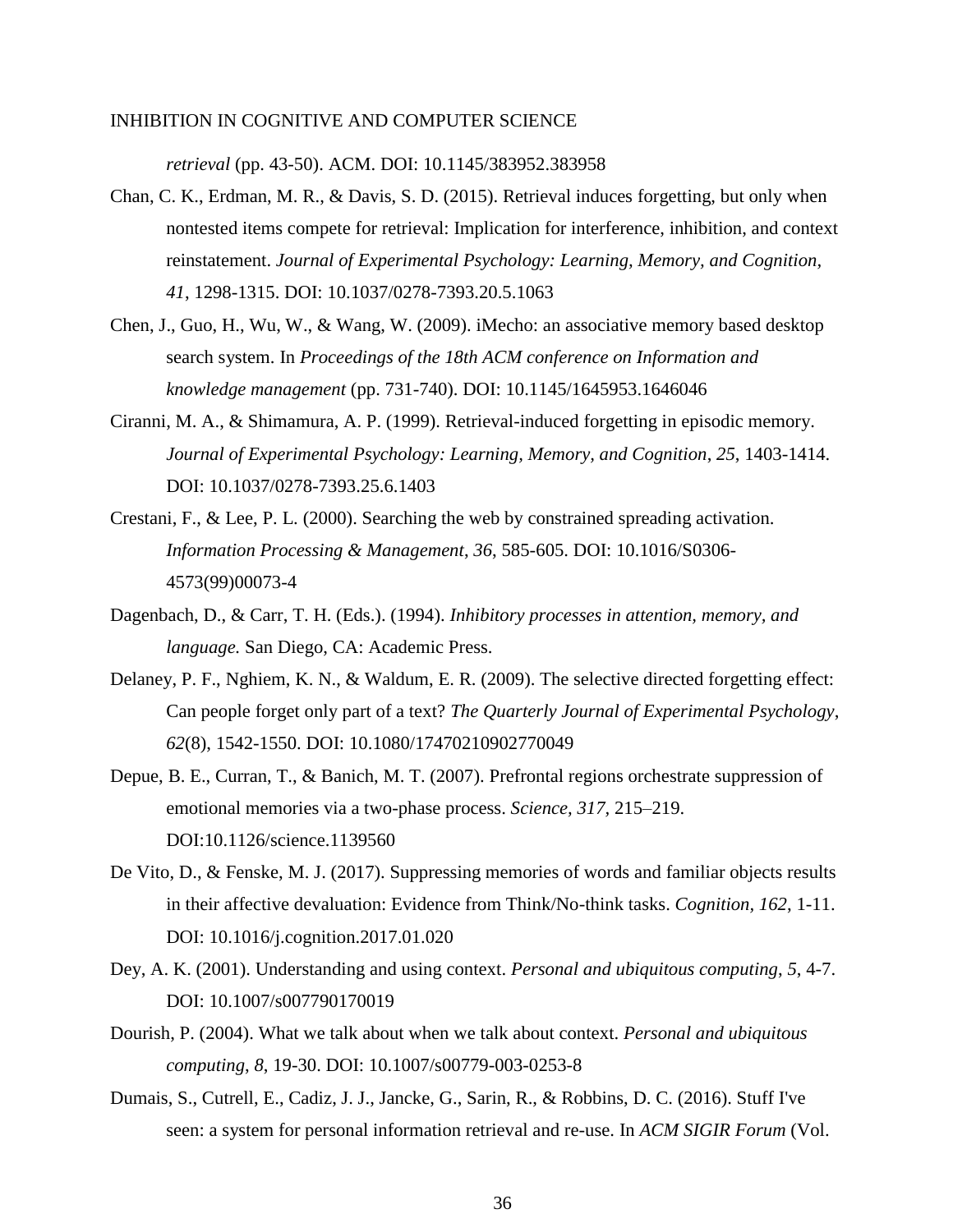*retrieval* (pp. 43-50). ACM. DOI: 10.1145/383952.383958

Chan, C. K., Erdman, M. R., & Davis, S. D. (2015). Retrieval induces forgetting, but only when nontested items compete for retrieval: Implication for interference, inhibition, and context reinstatement. *Journal of Experimental Psychology: Learning, Memory, and Cognition*, *41*, 1298-1315. DOI: 10.1037/0278-7393.20.5.1063

Chen, J., Guo, H., Wu, W., & Wang, W. (2009). iMecho: an associative memory based desktop search system. In *Proceedings of the 18th ACM conference on Information and knowledge management* (pp. 731-740). DOI: 10.1145/1645953.1646046

Ciranni, M. A., & Shimamura, A. P. (1999). Retrieval-induced forgetting in episodic memory. *Journal of Experimental Psychology: Learning, Memory, and Cognition*, *25*, 1403-1414. DOI: 10.1037/0278-7393.25.6.1403

Crestani, F., & Lee, P. L. (2000). Searching the web by constrained spreading activation. *Information Processing & Management*, *36*, 585-605. DOI: 10.1016/S0306-4573(99)00073-4

Dagenbach, D., & Carr, T. H. (Eds.). (1994). *Inhibitory processes in attention, memory, and language.* San Diego, CA: Academic Press.

Delaney, P. F., Nghiem, K. N., & Waldum, E. R. (2009). The selective directed forgetting effect: Can people forget only part of a text? *The Quarterly Journal of Experimental Psychology*, *62*(8), 1542-1550. DOI: 10.1080/17470210902770049

Depue, B. E., Curran, T., & Banich, M. T. (2007). Prefrontal regions orchestrate suppression of emotional memories via a two-phase process. *Science, 317*, 215–219. DOI:10.1126/science.1139560

De Vito, D., & Fenske, M. J. (2017). Suppressing memories of words and familiar objects results in their affective devaluation: Evidence from Think/No-think tasks. *Cognition, 162*, 1-11. DOI: 10.1016/j.cognition.2017.01.020

Dey, A. K. (2001). Understanding and using context. *Personal and ubiquitous computing*, *5*, 4-7. DOI: 10.1007/s007790170019

Dourish, P. (2004). What we talk about when we talk about context. *Personal and ubiquitous computing*, *8*, 19-30. DOI: 10.1007/s00779-003-0253-8

Dumais, S., Cutrell, E., Cadiz, J. J., Jancke, G., Sarin, R., & Robbins, D. C. (2016). Stuff I've seen: a system for personal information retrieval and re-use. In *ACM SIGIR Forum* (Vol.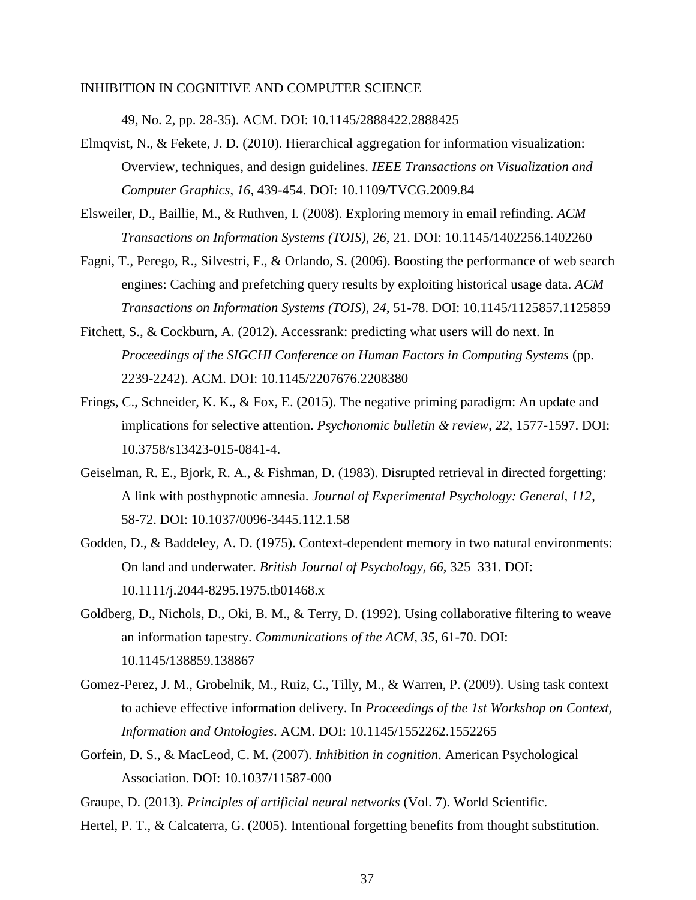49, No. 2, pp. 28-35). ACM. DOI: 10.1145/2888422.2888425

Elmqvist, N., & Fekete, J. D. (2010). Hierarchical aggregation for information visualization: Overview, techniques, and design guidelines. *IEEE Transactions on Visualization and Computer Graphics*, *16*, 439-454. DOI: 10.1109/TVCG.2009.84

Elsweiler, D., Baillie, M., & Ruthven, I. (2008). Exploring memory in email refinding. *ACM Transactions on Information Systems (TOIS)*, *26*, 21. DOI: 10.1145/1402256.1402260

Fagni, T., Perego, R., Silvestri, F., & Orlando, S. (2006). Boosting the performance of web search engines: Caching and prefetching query results by exploiting historical usage data. *ACM Transactions on Information Systems (TOIS)*, *24*, 51-78. DOI: 10.1145/1125857.1125859

Fitchett, S., & Cockburn, A. (2012). Accessrank: predicting what users will do next. In *Proceedings of the SIGCHI Conference on Human Factors in Computing Systems* (pp. 2239-2242). ACM. DOI: 10.1145/2207676.2208380

Frings, C., Schneider, K. K., & Fox, E. (2015). The negative priming paradigm: An update and implications for selective attention. *Psychonomic bulletin & review*, *22*, 1577-1597. DOI: 10.3758/s13423-015-0841-4.

Geiselman, R. E., Bjork, R. A., & Fishman, D. (1983). Disrupted retrieval in directed forgetting: A link with posthypnotic amnesia. *Journal of Experimental Psychology: General, 112*, 58-72. DOI: 10.1037/0096-3445.112.1.58

Godden, D., & Baddeley, A. D. (1975). Context-dependent memory in two natural environments: On land and underwater. *British Journal of Psychology, 66*, 325–331. DOI: 10.1111/j.2044-8295.1975.tb01468.x

Goldberg, D., Nichols, D., Oki, B. M., & Terry, D. (1992). Using collaborative filtering to weave an information tapestry. *Communications of the ACM*, *35*, 61-70. DOI: 10.1145/138859.138867

Gomez-Perez, J. M., Grobelnik, M., Ruiz, C., Tilly, M., & Warren, P. (2009). Using task context to achieve effective information delivery. In *Proceedings of the 1st Workshop on Context, Information and Ontologies*. ACM. DOI: 10.1145/1552262.1552265

Gorfein, D. S., & MacLeod, C. M. (2007). *Inhibition in cognition*. American Psychological Association. DOI: 10.1037/11587-000

Graupe, D. (2013). *Principles of artificial neural networks* (Vol. 7). World Scientific.

Hertel, P. T., & Calcaterra, G. (2005). Intentional forgetting benefits from thought substitution.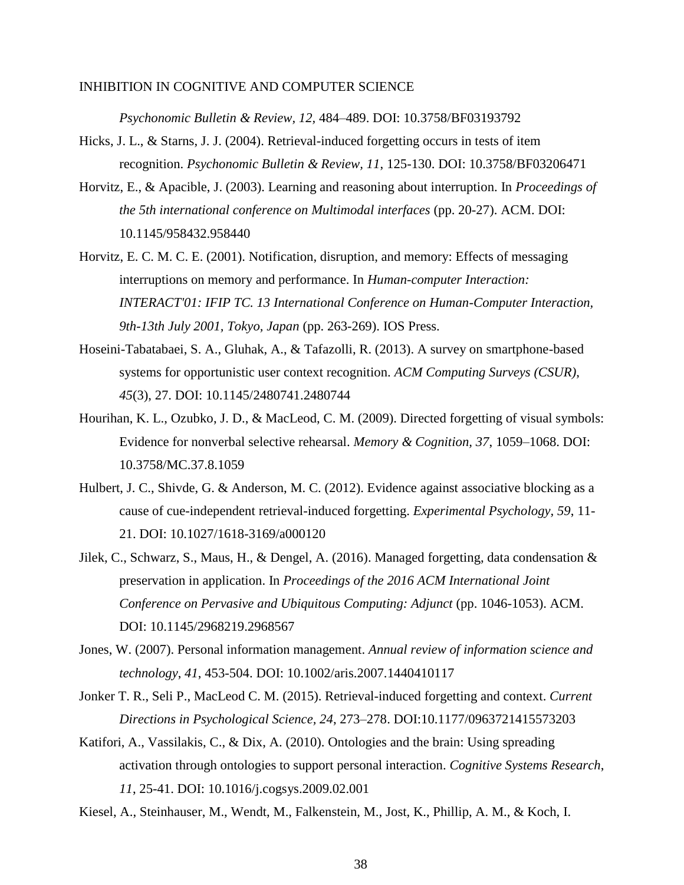*Psychonomic Bulletin & Review, 12,* 484–489. DOI: 10.3758/BF03193792

Hicks, J. L., & Starns, J. J. (2004). Retrieval-induced forgetting occurs in tests of item recognition. *Psychonomic Bulletin & Review, 11*, 125-130. DOI: 10.3758/BF03206471

Horvitz, E., & Apacible, J. (2003). Learning and reasoning about interruption. In *Proceedings of the 5th international conference on Multimodal interfaces* (pp. 20-27). ACM. DOI: 10.1145/958432.958440

Horvitz, E. C. M. C. E. (2001). Notification, disruption, and memory: Effects of messaging interruptions on memory and performance. In *Human-computer Interaction: INTERACT'01: IFIP TC. 13 International Conference on Human-Computer Interaction, 9th-13th July 2001, Tokyo, Japan* (pp. 263-269). IOS Press.

Hoseini-Tabatabaei, S. A., Gluhak, A., & Tafazolli, R. (2013). A survey on smartphone-based systems for opportunistic user context recognition. *ACM Computing Surveys (CSUR)*, *45*(3), 27. DOI: 10.1145/2480741.2480744

Hourihan, K. L., Ozubko, J. D., & MacLeod, C. M. (2009). Directed forgetting of visual symbols: Evidence for nonverbal selective rehearsal. *Memory & Cognition, 37*, 1059–1068. DOI: 10.3758/MC.37.8.1059

Hulbert, J. C., Shivde, G. & Anderson, M. C. (2012). Evidence against associative blocking as a cause of cue-independent retrieval-induced forgetting. *Experimental Psychology, 59*, 11-21. DOI: 10.1027/1618-3169/a000120

Jilek, C., Schwarz, S., Maus, H., & Dengel, A. (2016). Managed forgetting, data condensation & preservation in application. In *Proceedings of the 2016 ACM International Joint Conference on Pervasive and Ubiquitous Computing: Adjunct* (pp. 1046-1053). ACM. DOI: 10.1145/2968219.2968567

Jones, W. (2007). Personal information management. *Annual review of information science and technology*, *41*, 453-504. DOI: 10.1002/aris.2007.1440410117

Jonker T. R., Seli P., MacLeod C. M. (2015). Retrieval-induced forgetting and context. *Current Directions in Psychological Science, 24*, 273–278. DOI:10.1177/0963721415573203

Katifori, A., Vassilakis, C., & Dix, A. (2010). Ontologies and the brain: Using spreading activation through ontologies to support personal interaction. *Cognitive Systems Research*, *11*, 25-41. DOI: 10.1016/j.cogsys.2009.02.001

Kiesel, A., Steinhauser, M., Wendt, M., Falkenstein, M., Jost, K., Phillip, A. M., & Koch, I.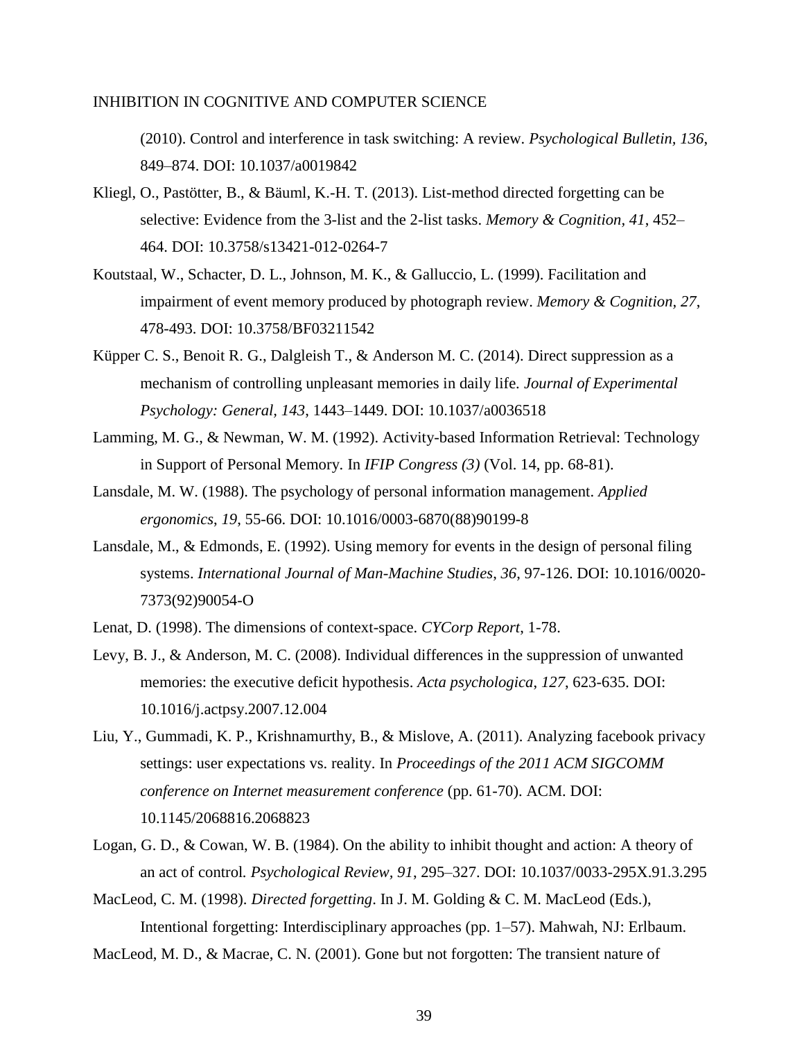(2010). Control and interference in task switching: A review. *Psychological Bulletin, 136*, 849–874. DOI: 10.1037/a0019842

Kliegl, O., Pastötter, B., & Bäuml, K.-H. T. (2013). List-method directed forgetting can be selective: Evidence from the 3-list and the 2-list tasks. *Memory & Cognition*, *41*, 452–464. DOI: 10.3758/s13421-012-0264-7

Koutstaal, W., Schacter, D. L., Johnson, M. K., & Galluccio, L. (1999). Facilitation and impairment of event memory produced by photograph review. *Memory & Cognition, 27*, 478-493. DOI: 10.3758/BF03211542

Küpper C. S., Benoit R. G., Dalgleish T., & Anderson M. C. (2014). Direct suppression as a mechanism of controlling unpleasant memories in daily life. *Journal of Experimental Psychology: General*, *143*, 1443–1449. DOI: 10.1037/a0036518

Lamming, M. G., & Newman, W. M. (1992). Activity-based Information Retrieval: Technology in Support of Personal Memory. In *IFIP Congress (3)* (Vol. 14, pp. 68-81).

Lansdale, M. W. (1988). The psychology of personal information management. *Applied ergonomics*, *19*, 55-66. DOI: 10.1016/0003-6870(88)90199-8

Lansdale, M., & Edmonds, E. (1992). Using memory for events in the design of personal filing systems. *International Journal of Man-Machine Studies*, *36*, 97-126. DOI: 10.1016/0020-7373(92)90054-O

Lenat, D. (1998). The dimensions of context-space. *CYCorp Report*, 1-78.

Levy, B. J., & Anderson, M. C. (2008). Individual differences in the suppression of unwanted memories: the executive deficit hypothesis. *Acta psychologica*, *127*, 623-635. DOI: 10.1016/j.actpsy.2007.12.004

Liu, Y., Gummadi, K. P., Krishnamurthy, B., & Mislove, A. (2011). Analyzing facebook privacy settings: user expectations vs. reality. In *Proceedings of the 2011 ACM SIGCOMM conference on Internet measurement conference* (pp. 61-70). ACM. DOI: 10.1145/2068816.2068823

Logan, G. D., & Cowan, W. B. (1984). On the ability to inhibit thought and action: A theory of an act of control. *Psychological Review*, *91*, 295–327. DOI: 10.1037/0033-295X.91.3.295

MacLeod, C. M. (1998). *Directed forgetting*. In J. M. Golding & C. M. MacLeod (Eds.), Intentional forgetting: Interdisciplinary approaches (pp. 1–57). Mahwah, NJ: Erlbaum.

MacLeod, M. D., & Macrae, C. N. (2001). Gone but not forgotten: The transient nature of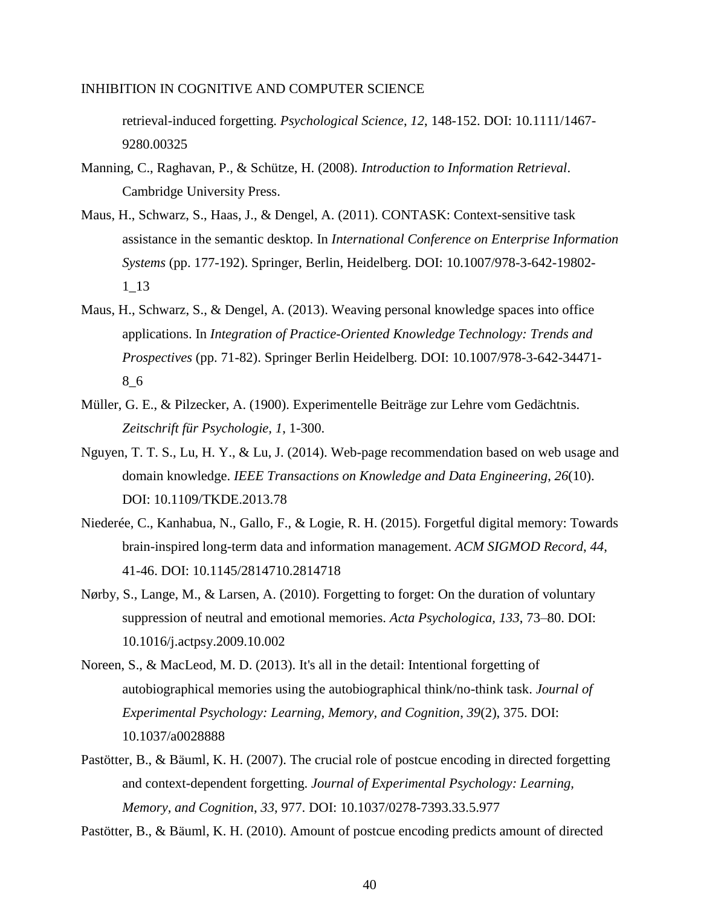retrieval-induced forgetting. *Psychological Science*, *12*, 148-152. DOI: 10.1111/1467-9280.00325

Manning, C., Raghavan, P., & Schütze, H. (2008). *Introduction to Information Retrieval*. Cambridge University Press.

Maus, H., Schwarz, S., Haas, J., & Dengel, A. (2011). CONTASK: Context-sensitive task assistance in the semantic desktop. In *International Conference on Enterprise Information Systems* (pp. 177-192). Springer, Berlin, Heidelberg. DOI: 10.1007/978-3-642-19802-1_13

Maus, H., Schwarz, S., & Dengel, A. (2013). Weaving personal knowledge spaces into office applications. In *Integration of Practice-Oriented Knowledge Technology: Trends and Prospectives* (pp. 71-82). Springer Berlin Heidelberg. DOI: 10.1007/978-3-642-34471-8_6

Müller, G. E., & Pilzecker, A. (1900). Experimentelle Beiträge zur Lehre vom Gedächtnis. *Zeitschrift für Psychologie, 1*, 1-300.

Nguyen, T. T. S., Lu, H. Y., & Lu, J. (2014). Web-page recommendation based on web usage and domain knowledge. *IEEE Transactions on Knowledge and Data Engineering*, *26*(10). DOI: 10.1109/TKDE.2013.78

Niederée, C., Kanhabua, N., Gallo, F., & Logie, R. H. (2015). Forgetful digital memory: Towards brain-inspired long-term data and information management. *ACM SIGMOD Record*, *44*, 41-46. DOI: 10.1145/2814710.2814718

Nørby, S., Lange, M., & Larsen, A. (2010). Forgetting to forget: On the duration of voluntary suppression of neutral and emotional memories. *Acta Psychologica, 133*, 73–80. DOI: 10.1016/j.actpsy.2009.10.002

Noreen, S., & MacLeod, M. D. (2013). It's all in the detail: Intentional forgetting of autobiographical memories using the autobiographical think/no-think task. *Journal of Experimental Psychology: Learning, Memory, and Cognition*, *39*(2), 375. DOI: 10.1037/a0028888

Pastötter, B., & Bäuml, K. H. (2007). The crucial role of postcue encoding in directed forgetting and context-dependent forgetting. *Journal of Experimental Psychology: Learning, Memory, and Cognition*, *33*, 977. DOI: 10.1037/0278-7393.33.5.977

Pastötter, B., & Bäuml, K. H. (2010). Amount of postcue encoding predicts amount of directed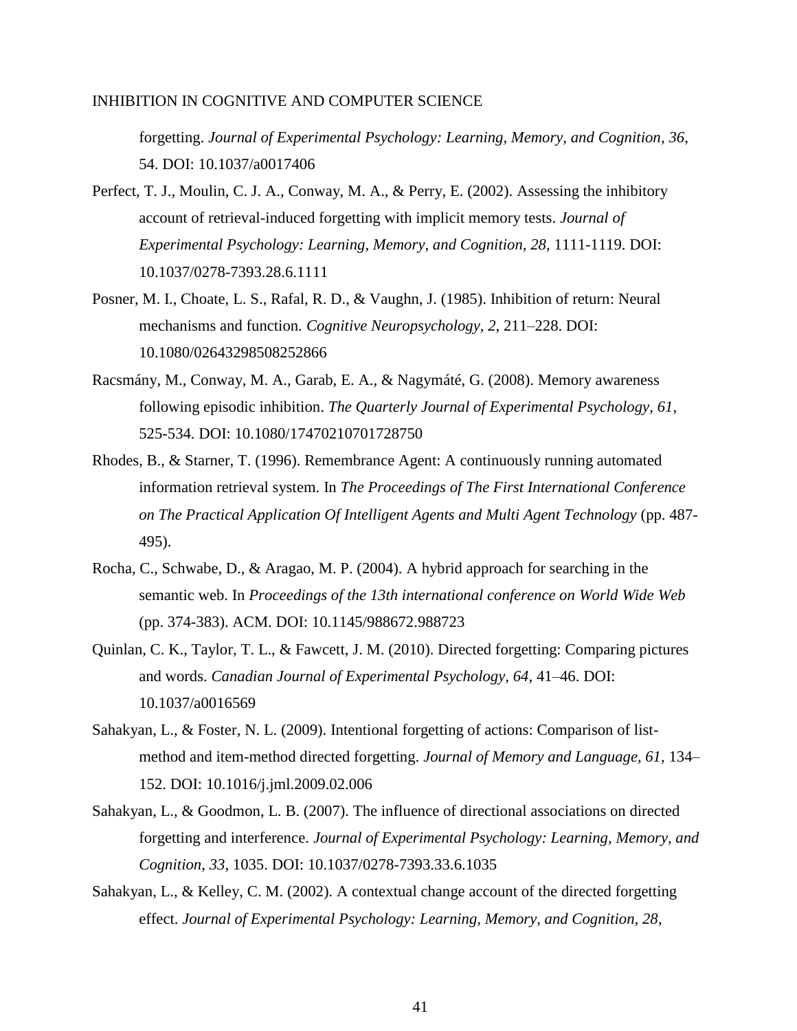forgetting. *Journal of Experimental Psychology: Learning, Memory, and Cognition*, *36*, 54. DOI: 10.1037/a0017406

Perfect, T. J., Moulin, C. J. A., Conway, M. A., & Perry, E. (2002). Assessing the inhibitory account of retrieval-induced forgetting with implicit memory tests. *Journal of Experimental Psychology: Learning, Memory, and Cognition, 28,* 1111-1119. DOI: 10.1037/0278-7393.28.6.1111

Posner, M. I., Choate, L. S., Rafal, R. D., & Vaughn, J. (1985). Inhibition of return: Neural mechanisms and function. *Cognitive Neuropsychology*, *2*, 211–228. DOI: 10.1080/02643298508252866

Racsmány, M., Conway, M. A., Garab, E. A., & Nagymáté, G. (2008). Memory awareness following episodic inhibition. *The Quarterly Journal of Experimental Psychology*, *61*, 525-534. DOI: 10.1080/17470210701728750

Rhodes, B., & Starner, T. (1996). Remembrance Agent: A continuously running automated information retrieval system. In *The Proceedings of The First International Conference on The Practical Application Of Intelligent Agents and Multi Agent Technology* (pp. 487-495).

Rocha, C., Schwabe, D., & Aragao, M. P. (2004). A hybrid approach for searching in the semantic web. In *Proceedings of the 13th international conference on World Wide Web* (pp. 374-383). ACM. DOI: 10.1145/988672.988723

Quinlan, C. K., Taylor, T. L., & Fawcett, J. M. (2010). Directed forgetting: Comparing pictures and words. *Canadian Journal of Experimental Psychology, 64*, 41–46. DOI: 10.1037/a0016569

Sahakyan, L., & Foster, N. L. (2009). Intentional forgetting of actions: Comparison of list-method and item-method directed forgetting. *Journal of Memory and Language, 61*, 134–152. DOI: 10.1016/j.jml.2009.02.006

Sahakyan, L., & Goodmon, L. B. (2007). The influence of directional associations on directed forgetting and interference. *Journal of Experimental Psychology: Learning, Memory, and Cognition*, *33*, 1035. DOI: 10.1037/0278-7393.33.6.1035

Sahakyan, L., & Kelley, C. M. (2002). A contextual change account of the directed forgetting effect. *Journal of Experimental Psychology: Learning, Memory, and Cognition, 28,*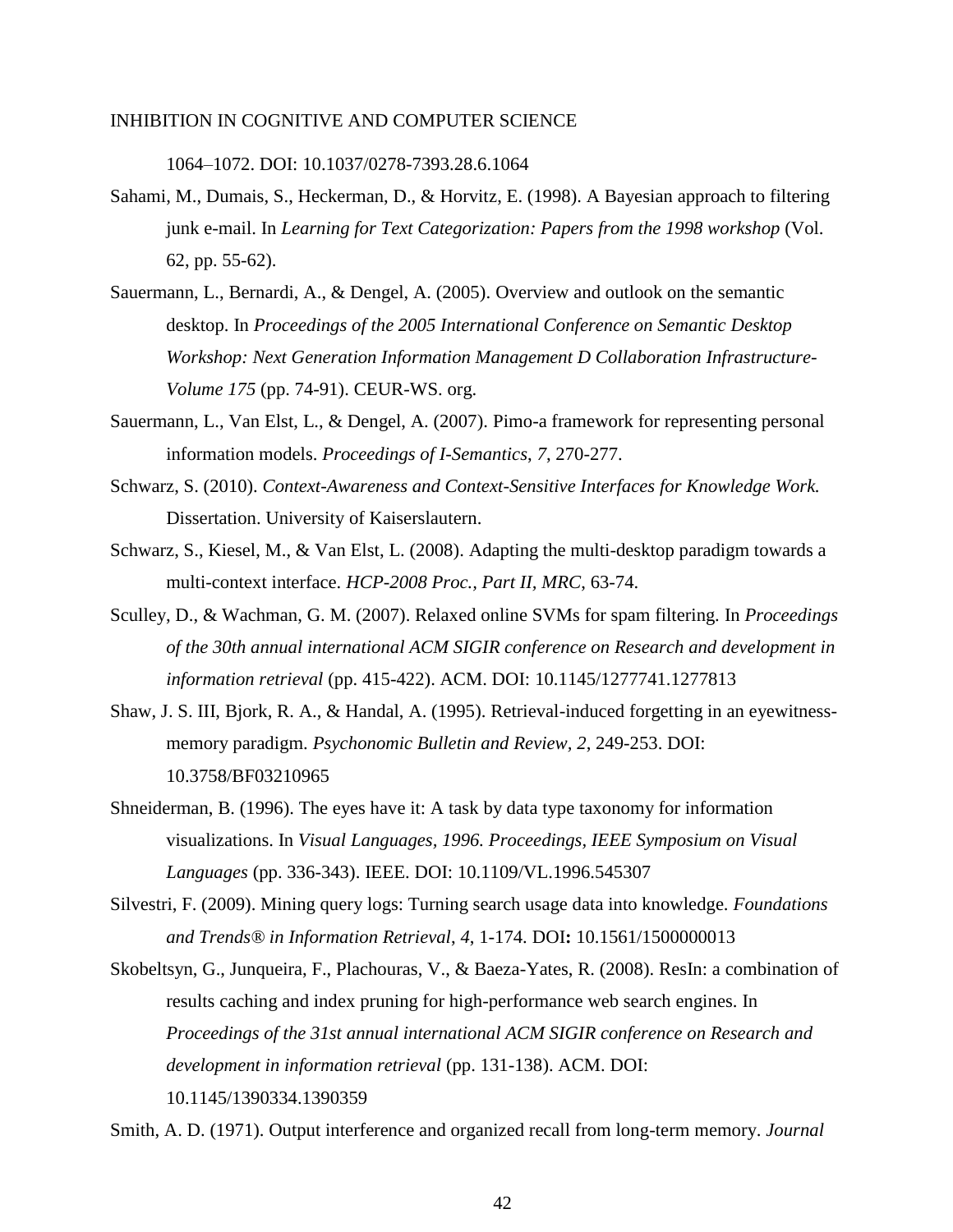1064–1072. DOI: 10.1037/0278-7393.28.6.1064

Sahami, M., Dumais, S., Heckerman, D., & Horvitz, E. (1998). A Bayesian approach to filtering junk e-mail. In *Learning for Text Categorization: Papers from the 1998 workshop* (Vol. 62, pp. 55-62).

Sauermann, L., Bernardi, A., & Dengel, A. (2005). Overview and outlook on the semantic desktop. In *Proceedings of the 2005 International Conference on Semantic Desktop Workshop: Next Generation Information Management D Collaboration Infrastructure-Volume 175* (pp. 74-91). CEUR-WS. org.

Sauermann, L., Van Elst, L., & Dengel, A. (2007). Pimo-a framework for representing personal information models. *Proceedings of I-Semantics, 7*, 270-277.

Schwarz, S. (2010). *Context-Awareness and Context-Sensitive Interfaces for Knowledge Work.* Dissertation. University of Kaiserslautern.

Schwarz, S., Kiesel, M., & Van Elst, L. (2008). Adapting the multi-desktop paradigm towards a multi-context interface. *HCP-2008 Proc., Part II, MRC*, 63-74.

Sculley, D., & Wachman, G. M. (2007). Relaxed online SVMs for spam filtering. In *Proceedings of the 30th annual international ACM SIGIR conference on Research and development in information retrieval* (pp. 415-422). ACM. DOI: 10.1145/1277741.1277813

Shaw, J. S. III, Bjork, R. A., & Handal, A. (1995). Retrieval-induced forgetting in an eyewitness-memory paradigm. *Psychonomic Bulletin and Review, 2*, 249-253. DOI: 10.3758/BF03210965

Shneiderman, B. (1996). The eyes have it: A task by data type taxonomy for information visualizations. In *Visual Languages, 1996. Proceedings, IEEE Symposium on Visual Languages* (pp. 336-343). IEEE. DOI: 10.1109/VL.1996.545307

Silvestri, F. (2009). Mining query logs: Turning search usage data into knowledge. *Foundations and Trends® in Information Retrieval*, *4*, 1-174. DOI**:** 10.1561/1500000013

Skobeltsyn, G., Junqueira, F., Plachouras, V., & Baeza-Yates, R. (2008). ResIn: a combination of results caching and index pruning for high-performance web search engines. In *Proceedings of the 31st annual international ACM SIGIR conference on Research and development in information retrieval* (pp. 131-138). ACM. DOI: 10.1145/1390334.1390359

Smith, A. D. (1971). Output interference and organized recall from long-term memory. *Journal*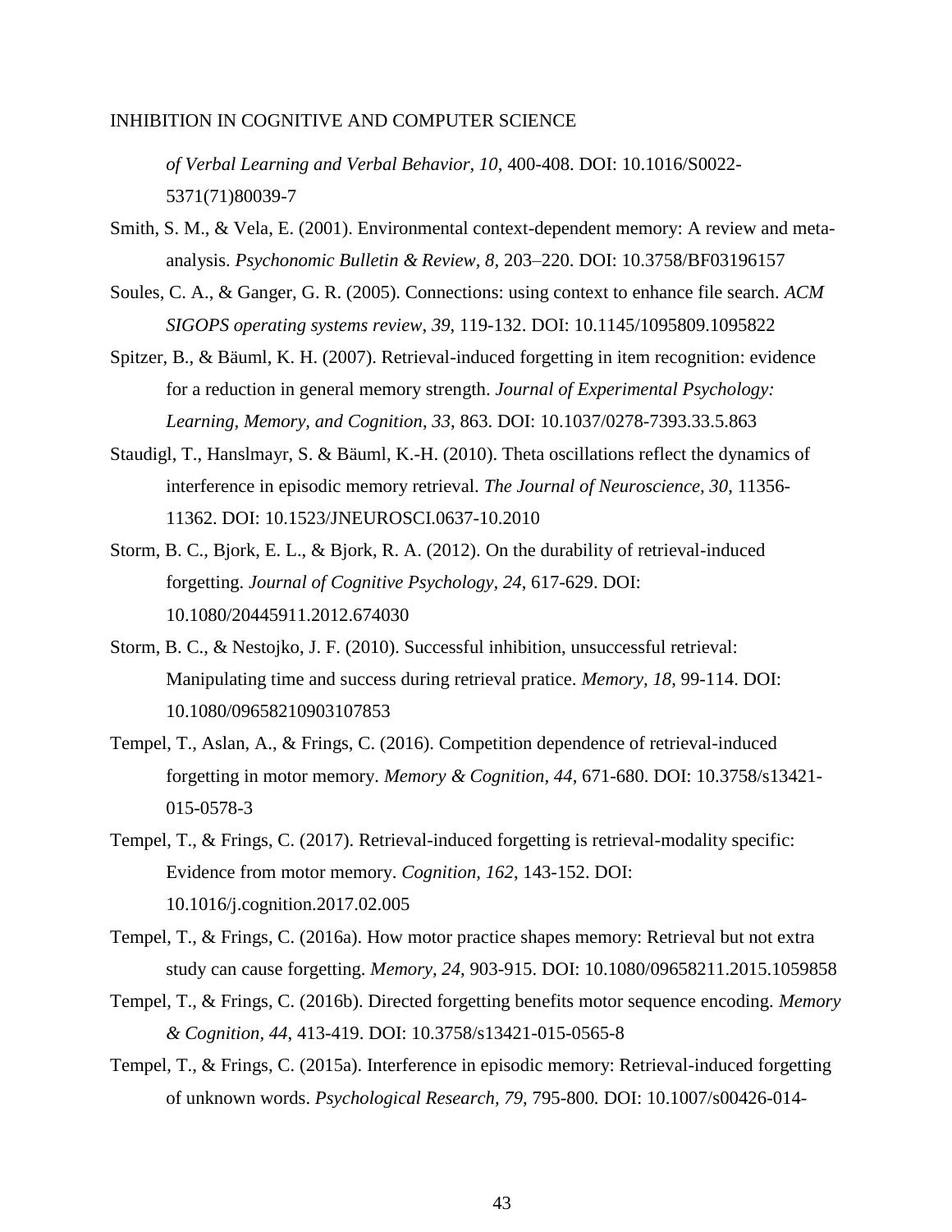*of Verbal Learning and Verbal Behavior, 10*, 400-408. DOI: 10.1016/S0022-5371(71)80039-7

Smith, S. M., & Vela, E. (2001). Environmental context-dependent memory: A review and meta-analysis. *Psychonomic Bulletin & Review, 8*, 203–220. DOI: 10.3758/BF03196157

Soules, C. A., & Ganger, G. R. (2005). Connections: using context to enhance file search. *ACM SIGOPS operating systems review*, *39*, 119-132. DOI: 10.1145/1095809.1095822

Spitzer, B., & Bäuml, K. H. (2007). Retrieval-induced forgetting in item recognition: evidence for a reduction in general memory strength. *Journal of Experimental Psychology: Learning, Memory, and Cognition*, *33*, 863. DOI: 10.1037/0278-7393.33.5.863

Staudigl, T., Hanslmayr, S. & Bäuml, K.-H. (2010). Theta oscillations reflect the dynamics of interference in episodic memory retrieval. *The Journal of Neuroscience*, *30*, 11356-11362. DOI: 10.1523/JNEUROSCI.0637-10.2010

Storm, B. C., Bjork, E. L., & Bjork, R. A. (2012). On the durability of retrieval-induced forgetting. *Journal of Cognitive Psychology*, *24*, 617-629. DOI: 10.1080/20445911.2012.674030

Storm, B. C., & Nestojko, J. F. (2010). Successful inhibition, unsuccessful retrieval: Manipulating time and success during retrieval pratice. *Memory, 18*, 99-114. DOI: 10.1080/09658210903107853

Tempel, T., Aslan, A., & Frings, C. (2016). Competition dependence of retrieval-induced forgetting in motor memory. *Memory & Cognition, 44*, 671-680. DOI: 10.3758/s13421-015-0578-3

Tempel, T., & Frings, C. (2017). Retrieval-induced forgetting is retrieval-modality specific: Evidence from motor memory. *Cognition, 162*, 143-152. DOI: 10.1016/j.cognition.2017.02.005

Tempel, T., & Frings, C. (2016a). How motor practice shapes memory: Retrieval but not extra study can cause forgetting. *Memory, 24*, 903-915. DOI: 10.1080/09658211.2015.1059858

Tempel, T., & Frings, C. (2016b). Directed forgetting benefits motor sequence encoding. *Memory & Cognition*, *44*, 413-419. DOI: 10.3758/s13421-015-0565-8

Tempel, T., & Frings, C. (2015a). Interference in episodic memory: Retrieval-induced forgetting of unknown words. *Psychological Research, 79*, 795-800. DOI: 10.1007/s00426-014-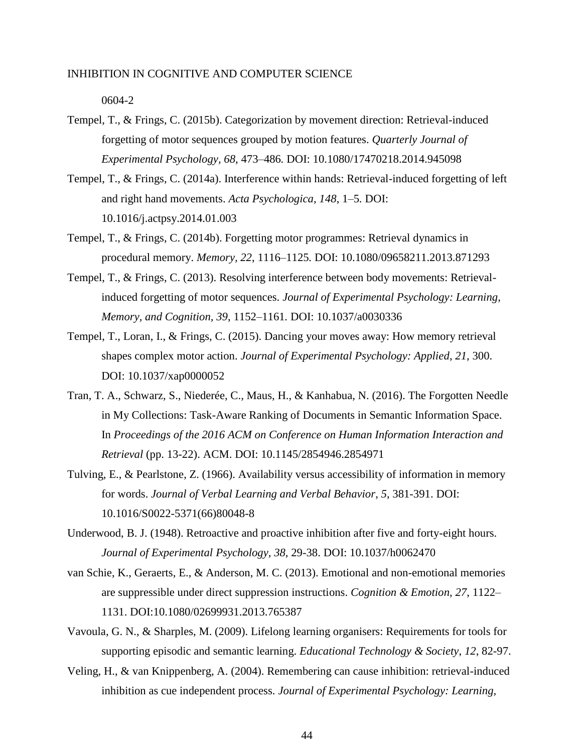0604-2

Tempel, T., & Frings, C. (2015b). Categorization by movement direction: Retrieval-induced forgetting of motor sequences grouped by motion features. *Quarterly Journal of Experimental Psychology, 68*, 473–486. DOI: 10.1080/17470218.2014.945098

Tempel, T., & Frings, C. (2014a). Interference within hands: Retrieval-induced forgetting of left and right hand movements. *Acta Psychologica, 148*, 1–5. DOI: 10.1016/j.actpsy.2014.01.003

Tempel, T., & Frings, C. (2014b). Forgetting motor programmes: Retrieval dynamics in procedural memory. *Memory, 22*, 1116–1125. DOI: 10.1080/09658211.2013.871293

Tempel, T., & Frings, C. (2013). Resolving interference between body movements: Retrieval-induced forgetting of motor sequences. *Journal of Experimental Psychology: Learning, Memory, and Cognition, 39*, 1152–1161. DOI: 10.1037/a0030336

Tempel, T., Loran, I., & Frings, C. (2015). Dancing your moves away: How memory retrieval shapes complex motor action. *Journal of Experimental Psychology: Applied*, *21*, 300. DOI: 10.1037/xap0000052

Tran, T. A., Schwarz, S., Niederée, C., Maus, H., & Kanhabua, N. (2016). The Forgotten Needle in My Collections: Task-Aware Ranking of Documents in Semantic Information Space. In *Proceedings of the 2016 ACM on Conference on Human Information Interaction and Retrieval* (pp. 13-22). ACM. DOI: 10.1145/2854946.2854971

Tulving, E., & Pearlstone, Z. (1966). Availability versus accessibility of information in memory for words. *Journal of Verbal Learning and Verbal Behavior*, *5*, 381-391. DOI: 10.1016/S0022-5371(66)80048-8

Underwood, B. J. (1948). Retroactive and proactive inhibition after five and forty-eight hours. *Journal of Experimental Psychology, 38*, 29-38. DOI: 10.1037/h0062470

van Schie, K., Geraerts, E., & Anderson, M. C. (2013). Emotional and non-emotional memories are suppressible under direct suppression instructions. *Cognition & Emotion, 27*, 1122–1131. DOI:10.1080/02699931.2013.765387

Vavoula, G. N., & Sharples, M. (2009). Lifelong learning organisers: Requirements for tools for supporting episodic and semantic learning. *Educational Technology & Society, 12*, 82-97.

Veling, H., & van Knippenberg, A. (2004). Remembering can cause inhibition: retrieval-induced inhibition as cue independent process. *Journal of Experimental Psychology: Learning,*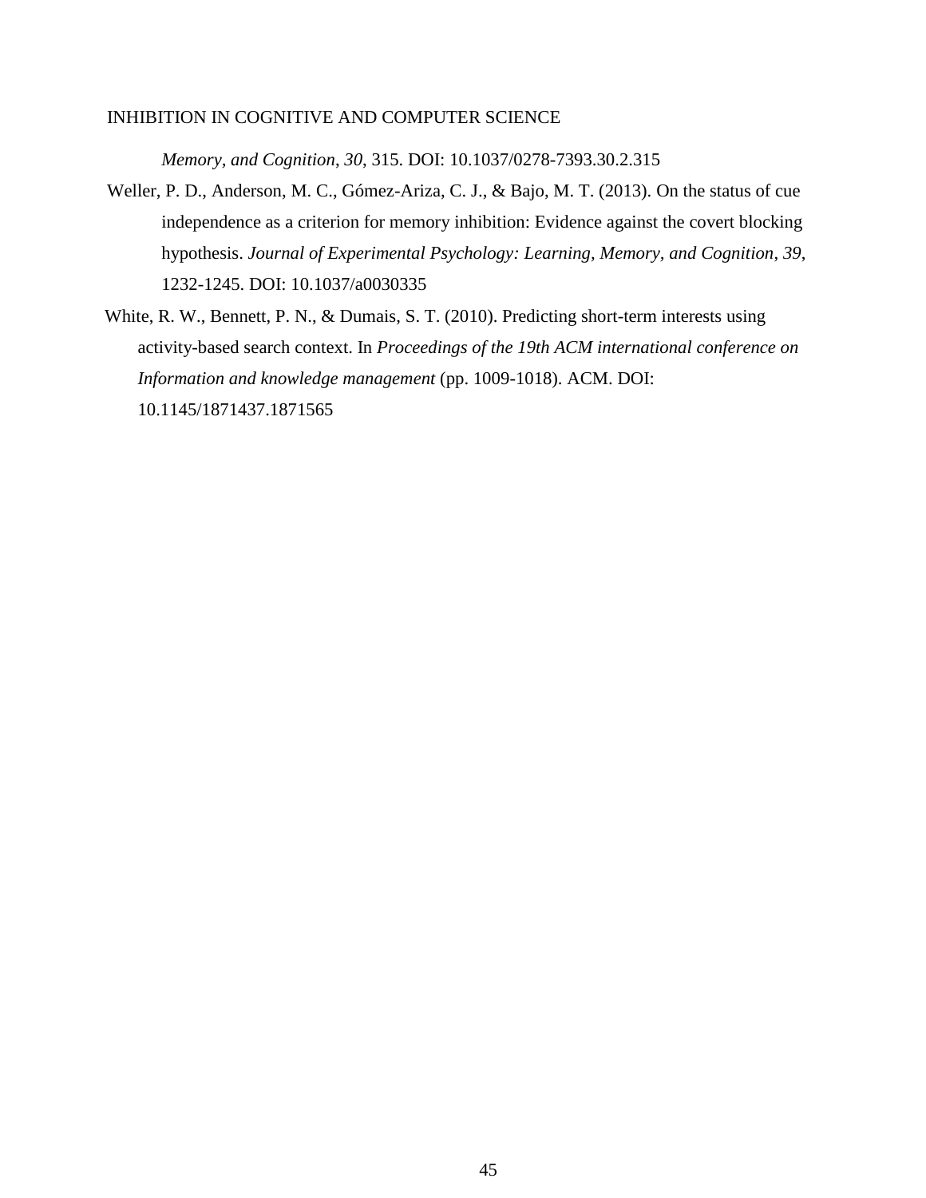*Memory, and Cognition*, *30*, 315. DOI: 10.1037/0278-7393.30.2.315

Weller, P. D., Anderson, M. C., Gómez-Ariza, C. J., & Bajo, M. T. (2013). On the status of cue independence as a criterion for memory inhibition: Evidence against the covert blocking hypothesis. *Journal of Experimental Psychology: Learning, Memory, and Cognition*, *39*, 1232-1245. DOI: 10.1037/a0030335

White, R. W., Bennett, P. N., & Dumais, S. T. (2010). Predicting short-term interests using activity-based search context. In *Proceedings of the 19th ACM international conference on Information and knowledge management* (pp. 1009-1018). ACM. DOI: 10.1145/1871437.1871565